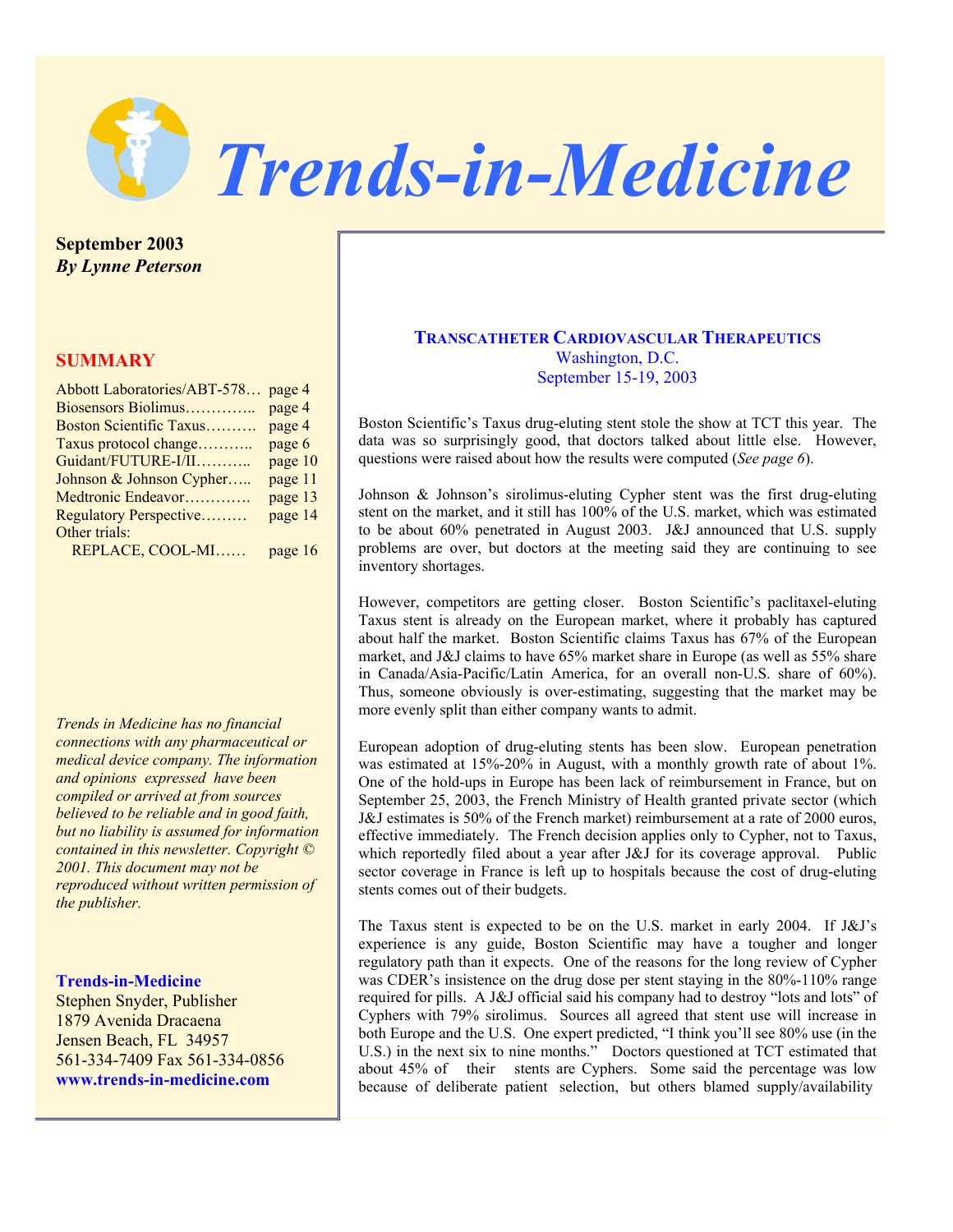# Trends-in-Medicine

**September 2003**
***By Lynne Peterson***

## SUMMARY

| | |
|---|---|
| Abbott Laboratories/ABT-578… | page 4 |
| Biosensors Biolimus………….. | page 4 |
| Boston Scientific Taxus………. | page 4 |
| Taxus protocol change……….. | page 6 |
| Guidant/FUTURE-I/II……….. | page 10 |
| Johnson & Johnson Cypher….. | page 11 |
| Medtronic Endeavor…………. | page 13 |
| Regulatory Perspective……… | page 14 |
| Other trials: REPLACE, COOL-MI…… | page 16 |

*Trends in Medicine has no financial connections with any pharmaceutical or medical device company. The information and opinions expressed have been compiled or arrived at from sources believed to be reliable and in good faith, but no liability is assumed for information contained in this newsletter. Copyright © 2001. This document may not be reproduced without written permission of the publisher.*

**Trends-in-Medicine**
Stephen Snyder, Publisher
1879 Avenida Dracaena
Jensen Beach, FL 34957
561-334-7409 Fax 561-334-0856
**www.trends-in-medicine.com**

## TRANSCATHETER CARDIOVASCULAR THERAPEUTICS
Washington, D.C.
September 15-19, 2003

Boston Scientific's Taxus drug-eluting stent stole the show at TCT this year. The data was so surprisingly good, that doctors talked about little else. However, questions were raised about how the results were computed (*See page 6*).

Johnson & Johnson's sirolimus-eluting Cypher stent was the first drug-eluting stent on the market, and it still has 100% of the U.S. market, which was estimated to be about 60% penetrated in August 2003. J&J announced that U.S. supply problems are over, but doctors at the meeting said they are continuing to see inventory shortages.

However, competitors are getting closer. Boston Scientific's paclitaxel-eluting Taxus stent is already on the European market, where it probably has captured about half the market. Boston Scientific claims Taxus has 67% of the European market, and J&J claims to have 65% market share in Europe (as well as 55% share in Canada/Asia-Pacific/Latin America, for an overall non-U.S. share of 60%). Thus, someone obviously is over-estimating, suggesting that the market may be more evenly split than either company wants to admit.

European adoption of drug-eluting stents has been slow. European penetration was estimated at 15%-20% in August, with a monthly growth rate of about 1%. One of the hold-ups in Europe has been lack of reimbursement in France, but on September 25, 2003, the French Ministry of Health granted private sector (which J&J estimates is 50% of the French market) reimbursement at a rate of 2000 euros, effective immediately. The French decision applies only to Cypher, not to Taxus, which reportedly filed about a year after J&J for its coverage approval. Public sector coverage in France is left up to hospitals because the cost of drug-eluting stents comes out of their budgets.

The Taxus stent is expected to be on the U.S. market in early 2004. If J&J's experience is any guide, Boston Scientific may have a tougher and longer regulatory path than it expects. One of the reasons for the long review of Cypher was CDER's insistence on the drug dose per stent staying in the 80%-110% range required for pills. A J&J official said his company had to destroy "lots and lots" of Cyphers with 79% sirolimus. Sources all agreed that stent use will increase in both Europe and the U.S. One expert predicted, "I think you'll see 80% use (in the U.S.) in the next six to nine months." Doctors questioned at TCT estimated that about 45% of their stents are Cyphers. Some said the percentage was low because of deliberate patient selection, but others blamed supply/availability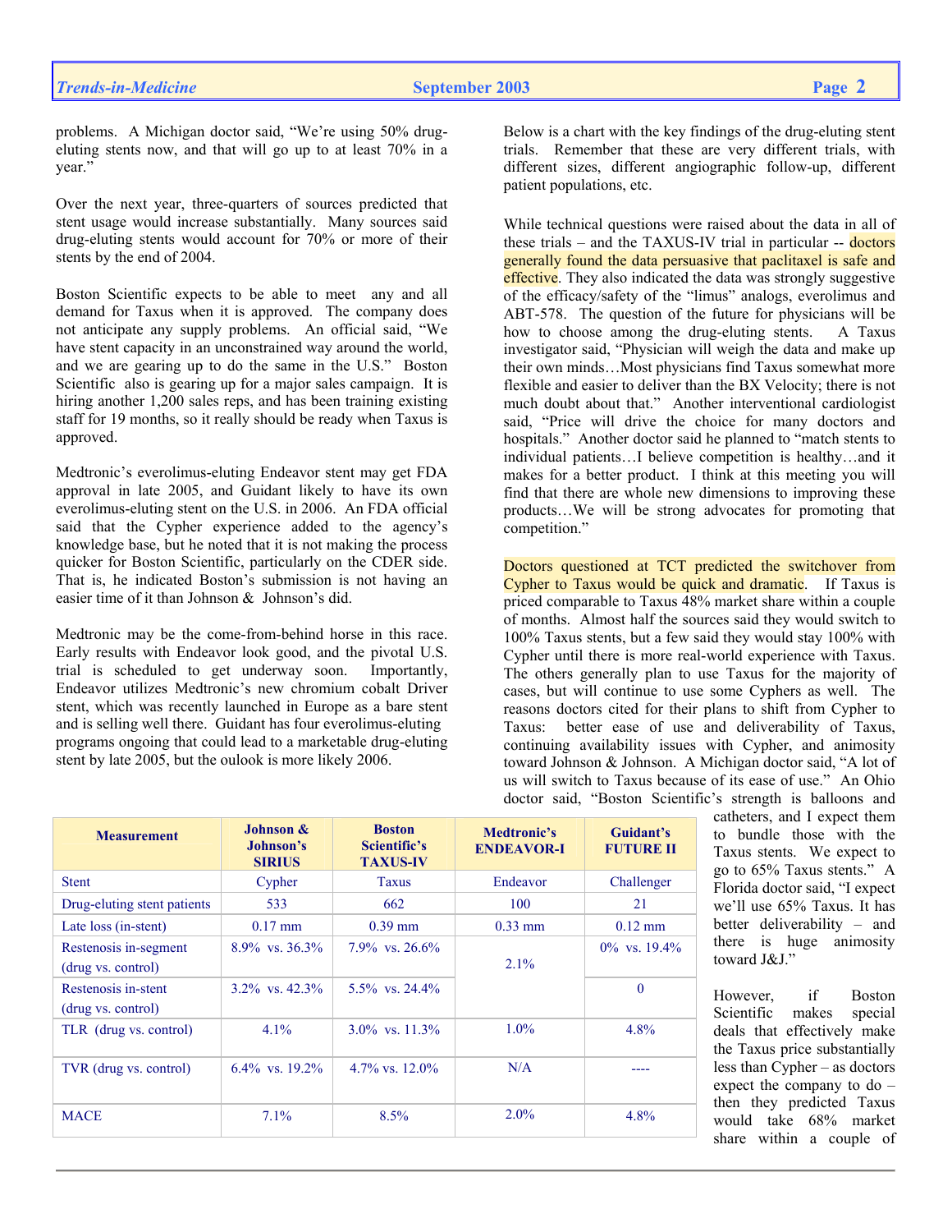problems. A Michigan doctor said, "We're using 50% drug-eluting stents now, and that will go up to at least 70% in a year."

Over the next year, three-quarters of sources predicted that stent usage would increase substantially. Many sources said drug-eluting stents would account for 70% or more of their stents by the end of 2004.

Boston Scientific expects to be able to meet any and all demand for Taxus when it is approved. The company does not anticipate any supply problems. An official said, "We have stent capacity in an unconstrained way around the world, and we are gearing up to do the same in the U.S." Boston Scientific also is gearing up for a major sales campaign. It is hiring another 1,200 sales reps, and has been training existing staff for 19 months, so it really should be ready when Taxus is approved.

Medtronic's everolimus-eluting Endeavor stent may get FDA approval in late 2005, and Guidant likely to have its own everolimus-eluting stent on the U.S. in 2006. An FDA official said that the Cypher experience added to the agency's knowledge base, but he noted that it is not making the process quicker for Boston Scientific, particularly on the CDER side. That is, he indicated Boston's submission is not having an easier time of it than Johnson & Johnson's did.

Medtronic may be the come-from-behind horse in this race. Early results with Endeavor look good, and the pivotal U.S. trial is scheduled to get underway soon. Importantly, Endeavor utilizes Medtronic's new chromium cobalt Driver stent, which was recently launched in Europe as a bare stent and is selling well there. Guidant has four everolimus-eluting programs ongoing that could lead to a marketable drug-eluting stent by late 2005, but the oulook is more likely 2006.

Below is a chart with the key findings of the drug-eluting stent trials. Remember that these are very different trials, with different sizes, different angiographic follow-up, different patient populations, etc.

While technical questions were raised about the data in all of these trials – and the TAXUS-IV trial in particular -- doctors generally found the data persuasive that paclitaxel is safe and effective. They also indicated the data was strongly suggestive of the efficacy/safety of the "limus" analogs, everolimus and ABT-578. The question of the future for physicians will be how to choose among the drug-eluting stents. A Taxus investigator said, "Physician will weigh the data and make up their own minds…Most physicians find Taxus somewhat more flexible and easier to deliver than the BX Velocity; there is not much doubt about that." Another interventional cardiologist said, "Price will drive the choice for many doctors and hospitals." Another doctor said he planned to "match stents to individual patients…I believe competition is healthy…and it makes for a better product. I think at this meeting you will find that there are whole new dimensions to improving these products…We will be strong advocates for promoting that competition."

Doctors questioned at TCT predicted the switchover from Cypher to Taxus would be quick and dramatic. If Taxus is priced comparable to Taxus 48% market share within a couple of months. Almost half the sources said they would switch to 100% Taxus stents, but a few said they would stay 100% with Cypher until there is more real-world experience with Taxus. The others generally plan to use Taxus for the majority of cases, but will continue to use some Cyphers as well. The reasons doctors cited for their plans to shift from Cypher to Taxus: better ease of use and deliverability of Taxus, continuing availability issues with Cypher, and animosity toward Johnson & Johnson. A Michigan doctor said, "A lot of us will switch to Taxus because of its ease of use." An Ohio doctor said, "Boston Scientific's strength is balloons and catheters, and I expect them to bundle those with the Taxus stents. We expect to go to 65% Taxus stents." A Florida doctor said, "I expect we'll use 65% Taxus. It has better deliverability – and there is huge animosity toward J&J."

However, if Boston Scientific makes special deals that effectively make the Taxus price substantially less than Cypher – as doctors expect the company to do – then they predicted Taxus would take 68% market share within a couple of

| Measurement | Johnson & Johnson's SIRIUS | Boston Scientific's TAXUS-IV | Medtronic's ENDEAVOR-I | Guidant's FUTURE II |
|---|---|---|---|---|
| Stent | Cypher | Taxus | Endeavor | Challenger |
| Drug-eluting stent patients | 533 | 662 | 100 | 21 |
| Late loss (in-stent) | 0.17 mm | 0.39 mm | 0.33 mm | 0.12 mm |
| Restenosis in-segment (drug vs. control) | 8.9% vs. 36.3% | 7.9% vs. 26.6% | 2.1% | 0% vs. 19.4% |
| Restenosis in-stent (drug vs. control) | 3.2% vs. 42.3% | 5.5% vs. 24.4% | | 0 |
| TLR (drug vs. control) | 4.1% | 3.0% vs. 11.3% | 1.0% | 4.8% |
| TVR (drug vs. control) | 6.4% vs. 19.2% | 4.7% vs. 12.0% | N/A | ---- |
| MACE | 7.1% | 8.5% | 2.0% | 4.8% |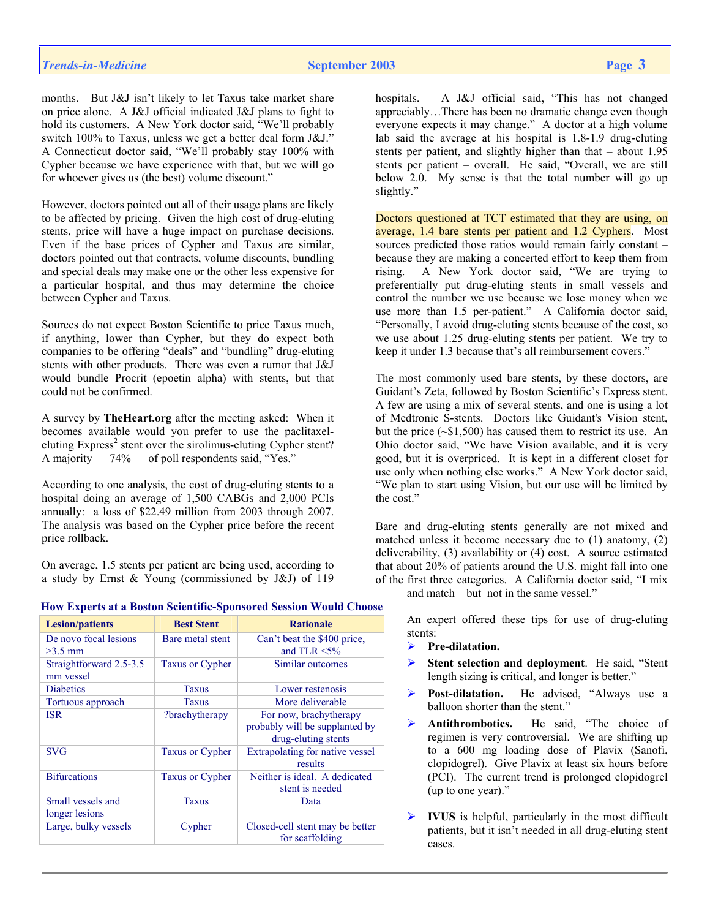months. But J&J isn't likely to let Taxus take market share on price alone. A J&J official indicated J&J plans to fight to hold its customers. A New York doctor said, "We'll probably switch 100% to Taxus, unless we get a better deal form J&J." A Connecticut doctor said, "We'll probably stay 100% with Cypher because we have experience with that, but we will go for whoever gives us (the best) volume discount."

However, doctors pointed out all of their usage plans are likely to be affected by pricing. Given the high cost of drug-eluting stents, price will have a huge impact on purchase decisions. Even if the base prices of Cypher and Taxus are similar, doctors pointed out that contracts, volume discounts, bundling and special deals may make one or the other less expensive for a particular hospital, and thus may determine the choice between Cypher and Taxus.

Sources do not expect Boston Scientific to price Taxus much, if anything, lower than Cypher, but they do expect both companies to be offering "deals" and "bundling" drug-eluting stents with other products. There was even a rumor that J&J would bundle Procrit (epoetin alpha) with stents, but that could not be confirmed.

A survey by **TheHeart.org** after the meeting asked: When it becomes available would you prefer to use the paclitaxel-eluting Express[2] stent over the sirolimus-eluting Cypher stent? A majority — 74% — of poll respondents said, "Yes."

According to one analysis, the cost of drug-eluting stents to a hospital doing an average of 1,500 CABGs and 2,000 PCIs annually: a loss of $22.49 million from 2003 through 2007. The analysis was based on the Cypher price before the recent price rollback.

On average, 1.5 stents per patient are being used, according to a study by Ernst & Young (commissioned by J&J) of 119 hospitals. A J&J official said, "This has not changed appreciably…There has been no dramatic change even though everyone expects it may change." A doctor at a high volume lab said the average at his hospital is 1.8-1.9 drug-eluting stents per patient, and slightly higher than that – about 1.95 stents per patient – overall. He said, "Overall, we are still below 2.0. My sense is that the total number will go up slightly."

Doctors questioned at TCT estimated that they are using, on average, 1.4 bare stents per patient and 1.2 Cyphers. Most sources predicted those ratios would remain fairly constant – because they are making a concerted effort to keep them from rising. A New York doctor said, "We are trying to preferentially put drug-eluting stents in small vessels and control the number we use because we lose money when we use more than 1.5 per-patient." A California doctor said, "Personally, I avoid drug-eluting stents because of the cost, so we use about 1.25 drug-eluting stents per patient. We try to keep it under 1.3 because that's all reimbursement covers."

The most commonly used bare stents, by these doctors, are Guidant's Zeta, followed by Boston Scientific's Express stent. A few are using a mix of several stents, and one is using a lot of Medtronic S-stents. Doctors like Guidant's Vision stent, but the price (~$1,500) has caused them to restrict its use. An Ohio doctor said, "We have Vision available, and it is very good, but it is overpriced. It is kept in a different closet for use only when nothing else works." A New York doctor said, "We plan to start using Vision, but our use will be limited by the cost."

Bare and drug-eluting stents generally are not mixed and matched unless it become necessary due to (1) anatomy, (2) deliverability, (3) availability or (4) cost. A source estimated that about 20% of patients around the U.S. might fall into one of the first three categories. A California doctor said, "I mix and match – but not in the same vessel."

**How Experts at a Boston Scientific-Sponsored Session Would Choose**

| Lesion/patients | Best Stent | Rationale |
|---|---|---|
| De novo focal lesions >3.5 mm | Bare metal stent | Can't beat the $400 price, and TLR <5% |
| Straightforward 2.5-3.5 mm vessel | Taxus or Cypher | Similar outcomes |
| Diabetics | Taxus | Lower restenosis |
| Tortuous approach | Taxus | More deliverable |
| ISR | ?brachytherapy | For now, brachytherapy probably will be supplanted by drug-eluting stents |
| SVG | Taxus or Cypher | Extrapolating for native vessel results |
| Bifurcations | Taxus or Cypher | Neither is ideal. A dedicated stent is needed |
| Small vessels and longer lesions | Taxus | Data |
| Large, bulky vessels | Cypher | Closed-cell stent may be better for scaffolding |

An expert offered these tips for use of drug-eluting stents:

- **Pre-dilatation.**
- **Stent selection and deployment**. He said, "Stent length sizing is critical, and longer is better."
- **Post-dilatation.** He advised, "Always use a balloon shorter than the stent."
- **Antithrombotics.** He said, "The choice of regimen is very controversial. We are shifting up to a 600 mg loading dose of Plavix (Sanofi, clopidogrel). Give Plavix at least six hours before (PCI). The current trend is prolonged clopidogrel (up to one year)."
- **IVUS** is helpful, particularly in the most difficult patients, but it isn't needed in all drug-eluting stent cases.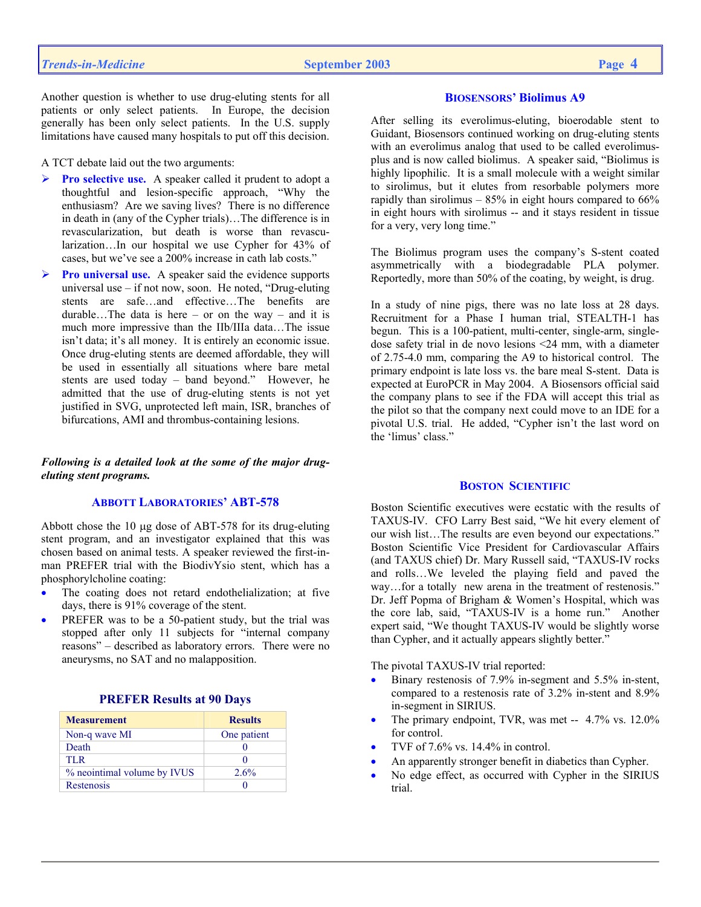Another question is whether to use drug-eluting stents for all patients or only select patients. In Europe, the decision generally has been only select patients. In the U.S. supply limitations have caused many hospitals to put off this decision.

A TCT debate laid out the two arguments:

- **Pro selective use.** A speaker called it prudent to adopt a thoughtful and lesion-specific approach, "Why the enthusiasm? Are we saving lives? There is no difference in death in (any of the Cypher trials)…The difference is in revascularization, but death is worse than revascularization…In our hospital we use Cypher for 43% of cases, but we've see a 200% increase in cath lab costs."
- **Pro universal use.** A speaker said the evidence supports universal use – if not now, soon. He noted, "Drug-eluting stents are safe…and effective…The benefits are durable…The data is here – or on the way – and it is much more impressive than the IIb/IIIa data…The issue isn't data; it's all money. It is entirely an economic issue. Once drug-eluting stents are deemed affordable, they will be used in essentially all situations where bare metal stents are used today – band beyond." However, he admitted that the use of drug-eluting stents is not yet justified in SVG, unprotected left main, ISR, branches of bifurcations, AMI and thrombus-containing lesions.

***Following is a detailed look at the some of the major drug-eluting stent programs.***

### ABBOTT LABORATORIES' ABT-578

Abbott chose the 10 µg dose of ABT-578 for its drug-eluting stent program, and an investigator explained that this was chosen based on animal tests. A speaker reviewed the first-in-man PREFER trial with the BiodivYsio stent, which has a phosphorylcholine coating:

- The coating does not retard endothelialization; at five days, there is 91% coverage of the stent.
- PREFER was to be a 50-patient study, but the trial was stopped after only 11 subjects for "internal company reasons" – described as laboratory errors. There were no aneurysms, no SAT and no malapposition.

**PREFER Results at 90 Days**

| Measurement | Results |
|---|---|
| Non-q wave MI | One patient |
| Death | 0 |
| TLR | 0 |
| % neointimal volume by IVUS | 2.6% |
| Restenosis | 0 |

### BIOSENSORS' Biolimus A9

After selling its everolimus-eluting, bioerodable stent to Guidant, Biosensors continued working on drug-eluting stents with an everolimus analog that used to be called everolimus-plus and is now called biolimus. A speaker said, "Biolimus is highly lipophilic. It is a small molecule with a weight similar to sirolimus, but it elutes from resorbable polymers more rapidly than sirolimus – 85% in eight hours compared to 66% in eight hours with sirolimus -- and it stays resident in tissue for a very, very long time."

The Biolimus program uses the company's S-stent coated asymmetrically with a biodegradable PLA polymer. Reportedly, more than 50% of the coating, by weight, is drug.

In a study of nine pigs, there was no late loss at 28 days. Recruitment for a Phase I human trial, STEALTH-1 has begun. This is a 100-patient, multi-center, single-arm, single-dose safety trial in de novo lesions <24 mm, with a diameter of 2.75-4.0 mm, comparing the A9 to historical control. The primary endpoint is late loss vs. the bare meal S-stent. Data is expected at EuroPCR in May 2004. A Biosensors official said the company plans to see if the FDA will accept this trial as the pilot so that the company next could move to an IDE for a pivotal U.S. trial. He added, "Cypher isn't the last word on the 'limus' class."

### BOSTON SCIENTIFIC

Boston Scientific executives were ecstatic with the results of TAXUS-IV. CFO Larry Best said, "We hit every element of our wish list…The results are even beyond our expectations." Boston Scientific Vice President for Cardiovascular Affairs (and TAXUS chief) Dr. Mary Russell said, "TAXUS-IV rocks and rolls…We leveled the playing field and paved the way…for a totally new arena in the treatment of restenosis." Dr. Jeff Popma of Brigham & Women's Hospital, which was the core lab, said, "TAXUS-IV is a home run." Another expert said, "We thought TAXUS-IV would be slightly worse than Cypher, and it actually appears slightly better."

The pivotal TAXUS-IV trial reported:

- Binary restenosis of 7.9% in-segment and 5.5% in-stent, compared to a restenosis rate of 3.2% in-stent and 8.9% in-segment in SIRIUS.
- The primary endpoint, TVR, was met -- 4.7% vs. 12.0% for control.
- TVF of 7.6% vs. 14.4% in control.
- An apparently stronger benefit in diabetics than Cypher.
- No edge effect, as occurred with Cypher in the SIRIUS trial.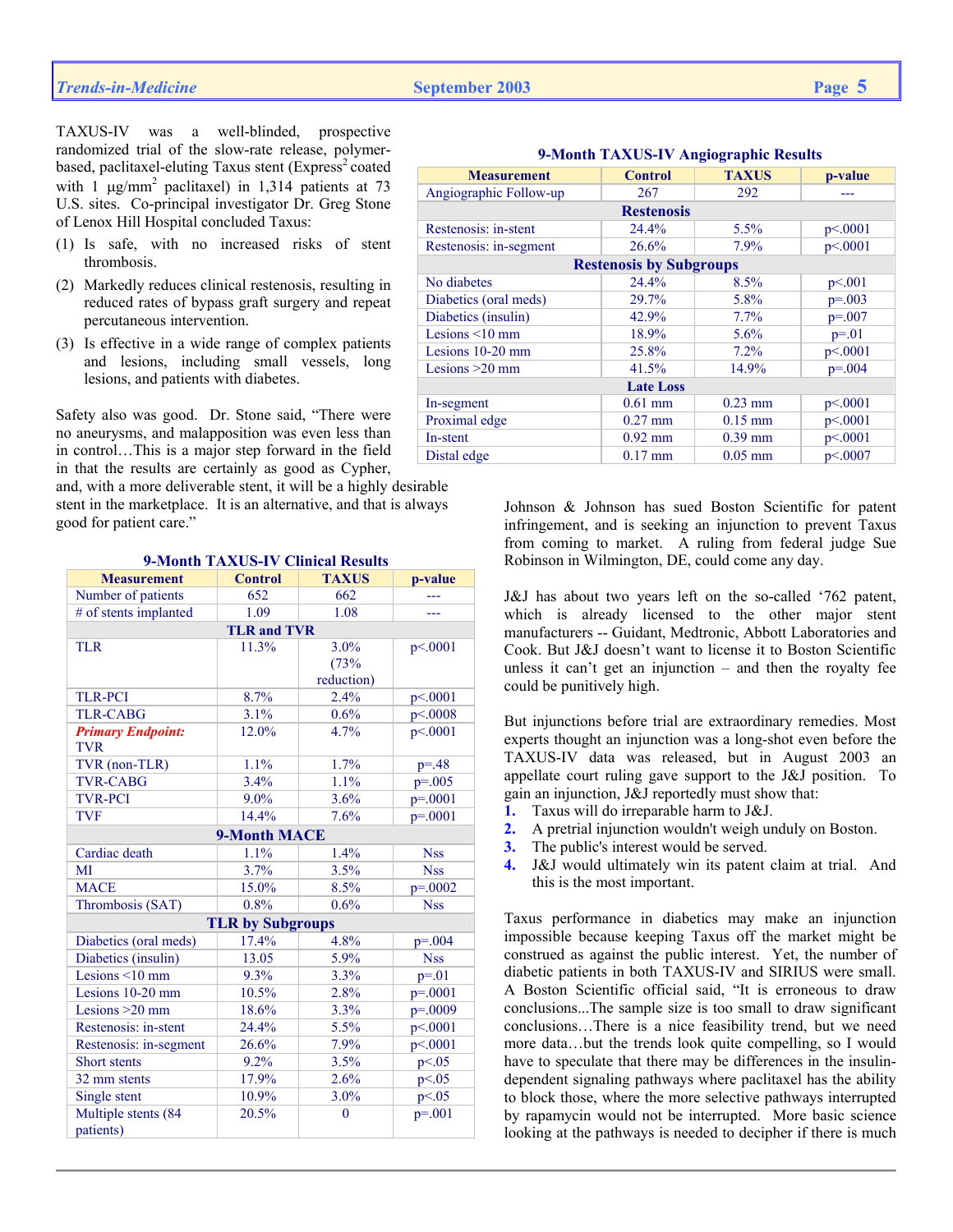TAXUS-IV was a well-blinded, prospective randomized trial of the slow-rate release, polymer-based, paclitaxel-eluting Taxus stent (Express[2] coated with 1 μg/mm[2] paclitaxel) in 1,314 patients at 73 U.S. sites. Co-principal investigator Dr. Greg Stone of Lenox Hill Hospital concluded Taxus:

1. Is safe, with no increased risks of stent thrombosis.
2. Markedly reduces clinical restenosis, resulting in reduced rates of bypass graft surgery and repeat percutaneous intervention.
3. Is effective in a wide range of complex patients and lesions, including small vessels, long lesions, and patients with diabetes.

Safety also was good. Dr. Stone said, "There were no aneurysms, and malapposition was even less than in control…This is a major step forward in the field in that the results are certainly as good as Cypher, and, with a more deliverable stent, it will be a highly desirable stent in the marketplace. It is an alternative, and that is always good for patient care."

**9-Month TAXUS-IV Clinical Results**

| Measurement | Control | TAXUS | p-value |
|---|---|---|---|
| Number of patients | 652 | 662 | --- |
| # of stents implanted | 1.09 | 1.08 | --- |
| **TLR and TVR** | | | |
| TLR | 11.3% | 3.0% (73% reduction) | p<.0001 |
| TLR-PCI | 8.7% | 2.4% | p<.0001 |
| TLR-CABG | 3.1% | 0.6% | p<.0008 |
| ***Primary Endpoint:*** TVR | 12.0% | 4.7% | p<.0001 |
| TVR (non-TLR) | 1.1% | 1.7% | p=.48 |
| TVR-CABG | 3.4% | 1.1% | p=.005 |
| TVR-PCI | 9.0% | 3.6% | p=.0001 |
| TVF | 14.4% | 7.6% | p=.0001 |
| **9-Month MACE** | | | |
| Cardiac death | 1.1% | 1.4% | Nss |
| MI | 3.7% | 3.5% | Nss |
| MACE | 15.0% | 8.5% | p=.0002 |
| Thrombosis (SAT) | 0.8% | 0.6% | Nss |
| **TLR by Subgroups** | | | |
| Diabetics (oral meds) | 17.4% | 4.8% | p=.004 |
| Diabetics (insulin) | 13.05 | 5.9% | Nss |
| Lesions <10 mm | 9.3% | 3.3% | p=.01 |
| Lesions 10-20 mm | 10.5% | 2.8% | p=.0001 |
| Lesions >20 mm | 18.6% | 3.3% | p=.0009 |
| Restenosis: in-stent | 24.4% | 5.5% | p<.0001 |
| Restenosis: in-segment | 26.6% | 7.9% | p<.0001 |
| Short stents | 9.2% | 3.5% | p<.05 |
| 32 mm stents | 17.9% | 2.6% | p<.05 |
| Single stent | 10.9% | 3.0% | p<.05 |
| Multiple stents (84 patients) | 20.5% | 0 | p=.001 |

**9-Month TAXUS-IV Angiographic Results**

| Measurement | Control | TAXUS | p-value |
|---|---|---|---|
| Angiographic Follow-up | 267 | 292 | --- |
| **Restenosis** | | | |
| Restenosis: in-stent | 24.4% | 5.5% | p<.0001 |
| Restenosis: in-segment | 26.6% | 7.9% | p<.0001 |
| **Restenosis by Subgroups** | | | |
| No diabetes | 24.4% | 8.5% | p<.001 |
| Diabetics (oral meds) | 29.7% | 5.8% | p=.003 |
| Diabetics (insulin) | 42.9% | 7.7% | p=.007 |
| Lesions <10 mm | 18.9% | 5.6% | p=.01 |
| Lesions 10-20 mm | 25.8% | 7.2% | p<.0001 |
| Lesions >20 mm | 41.5% | 14.9% | p=.004 |
| **Late Loss** | | | |
| In-segment | 0.61 mm | 0.23 mm | p<.0001 |
| Proximal edge | 0.27 mm | 0.15 mm | p<.0001 |
| In-stent | 0.92 mm | 0.39 mm | p<.0001 |
| Distal edge | 0.17 mm | 0.05 mm | p<.0007 |

Johnson & Johnson has sued Boston Scientific for patent infringement, and is seeking an injunction to prevent Taxus from coming to market. A ruling from federal judge Sue Robinson in Wilmington, DE, could come any day.

J&J has about two years left on the so-called '762 patent, which is already licensed to the other major stent manufacturers -- Guidant, Medtronic, Abbott Laboratories and Cook. But J&J doesn't want to license it to Boston Scientific unless it can't get an injunction – and then the royalty fee could be punitively high.

But injunctions before trial are extraordinary remedies. Most experts thought an injunction was a long-shot even before the TAXUS-IV data was released, but in August 2003 an appellate court ruling gave support to the J&J position. To gain an injunction, J&J reportedly must show that:

1. Taxus will do irreparable harm to J&J.
2. A pretrial injunction wouldn't weigh unduly on Boston.
3. The public's interest would be served.
4. J&J would ultimately win its patent claim at trial. And this is the most important.

Taxus performance in diabetics may make an injunction impossible because keeping Taxus off the market might be construed as against the public interest. Yet, the number of diabetic patients in both TAXUS-IV and SIRIUS were small. A Boston Scientific official said, "It is erroneous to draw conclusions...The sample size is too small to draw significant conclusions…There is a nice feasibility trend, but we need more data…but the trends look quite compelling, so I would have to speculate that there may be differences in the insulin-dependent signaling pathways where paclitaxel has the ability to block those, where the more selective pathways interrupted by rapamycin would not be interrupted. More basic science looking at the pathways is needed to decipher if there is much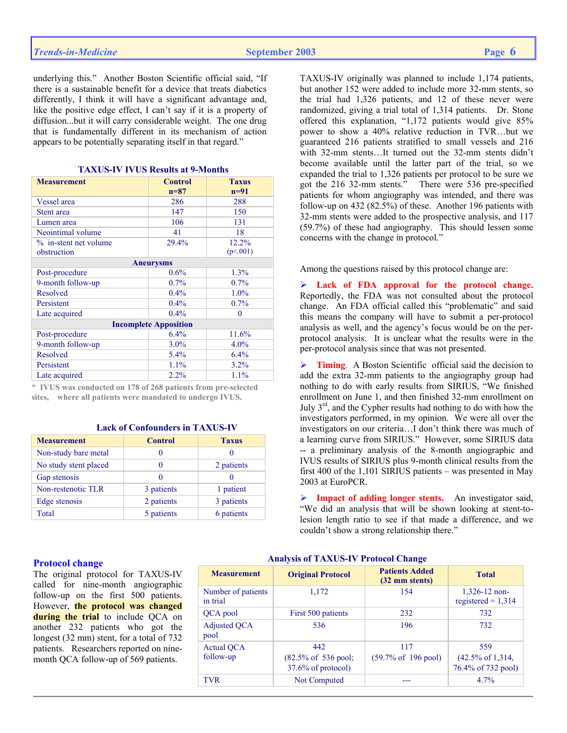underlying this." Another Boston Scientific official said, "If there is a sustainable benefit for a device that treats diabetics differently, I think it will have a significant advantage and, like the positive edge effect, I can't say if it is a property of diffusion...but it will carry considerable weight. The one drug that is fundamentally different in its mechanism of action appears to be potentially separating itself in that regard."

**TAXUS-IV IVUS Results at 9-Months**

| Measurement | Control n=87 | Taxus n=91 |
|---|---|---|
| Vessel area | 286 | 288 |
| Stent area | 147 | 150 |
| Lumen area | 106 | 131 |
| Neointimal volume | 41 | 18 |
| % in-stent net volume obstruction | 29.4% | 12.2% (p<.001) |
| **Aneurysms** | | |
| Post-procedure | 0.6% | 1.3% |
| 9-month follow-up | 0.7% | 0.7% |
| Resolved | 0.4% | 1.0% |
| Persistent | 0.4% | 0.7% |
| Late acquired | 0.4% | 0 |
| **Incomplete Apposition** | | |
| Post-procedure | 6.4% | 11.6% |
| 9-month follow-up | 3.0% | 4.0% |
| Resolved | 5.4% | 6.4% |
| Persistent | 1.1% | 3.2% |
| Late acquired | 2.2% | 1.1% |

\* IVUS was conducted on 178 of 268 patients from pre-selected sites, where all patients were mandated to undergo IVUS.

**Lack of Confounders in TAXUS-IV**

| Measurement | Control | Taxus |
|---|---|---|
| Non-study bare metal | 0 | 0 |
| No study stent placed | 0 | 2 patients |
| Gap stenosis | 0 | 0 |
| Non-restenotic TLR | 3 patients | 1 patient |
| Edge stenosis | 2 patients | 3 patients |
| Total | 5 patients | 6 patients |

## Protocol change

The original protocol for TAXUS-IV called for nine-month angiographic follow-up on the first 500 patients. However, **the protocol was changed during the trial** to include QCA on another 232 patients who got the longest (32 mm) stent, for a total of 732 patients. Researchers reported on nine-month QCA follow-up of 569 patients.

TAXUS-IV originally was planned to include 1,174 patients, but another 152 were added to include more 32-mm stents, so the trial had 1,326 patients, and 12 of these never were randomized, giving a trial total of 1,314 patients. Dr. Stone offered this explanation, "1,172 patients would give 85% power to show a 40% relative reduction in TVR…but we guaranteed 216 patients stratified to small vessels and 216 with 32-mm stents…It turned out the 32-mm stents didn't become available until the latter part of the trial, so we expanded the trial to 1,326 patients per protocol to be sure we got the 216 32-mm stents." There were 536 pre-specified patients for whom angiography was intended, and there was follow-up on 432 (82.5%) of these. Another 196 patients with 32-mm stents were added to the prospective analysis, and 117 (59.7%) of these had angiography. This should lessen some concerns with the change in protocol."

Among the questions raised by this protocol change are:

- **Lack of FDA approval for the protocol change.** Reportedly, the FDA was not consulted about the protocol change. An FDA official called this "problematic" and said this means the company will have to submit a per-protocol analysis as well, and the agency's focus would be on the per-protocol analysis. It is unclear what the results were in the per-protocol analysis since that was not presented.

- **Timing.** A Boston Scientific official said the decision to add the extra 32-mm patients to the angiography group had nothing to do with early results from SIRIUS, "We finished enrollment on June 1, and then finished 32-mm enrollment on July 3rd, and the Cypher results had nothing to do with how the investigators performed, in my opinion. We were all over the investigators on our criteria…I don't think there was much of a learning curve from SIRIUS." However, some SIRIUS data -- a preliminary analysis of the 8-month angiographic and IVUS results of SIRIUS plus 9-month clinical results from the first 400 of the 1,101 SIRIUS patients – was presented in May 2003 at EuroPCR.

- **Impact of adding longer stents.** An investigator said, "We did an analysis that will be shown looking at stent-to-lesion length ratio to see if that made a difference, and we couldn't show a strong relationship there."

**Analysis of TAXUS-IV Protocol Change**

| Measurement | Original Protocol | Patients Added (32 mm stents) | Total |
|---|---|---|---|
| Number of patients in trial | 1,172 | 154 | 1,326-12 non-registered = 1,314 |
| QCA pool | First 500 patients | 232 | 732 |
| Adjusted QCA pool | 536 | 196 | 732 |
| Actual QCA follow-up | 442 (82.5% of 536 pool; 37.6% of protocol) | 117 (59.7% of 196 pool) | 559 (42.5% of 1,314, 76.4% of 732 pool) |
| TVR | Not Computed | --- | 4.7% |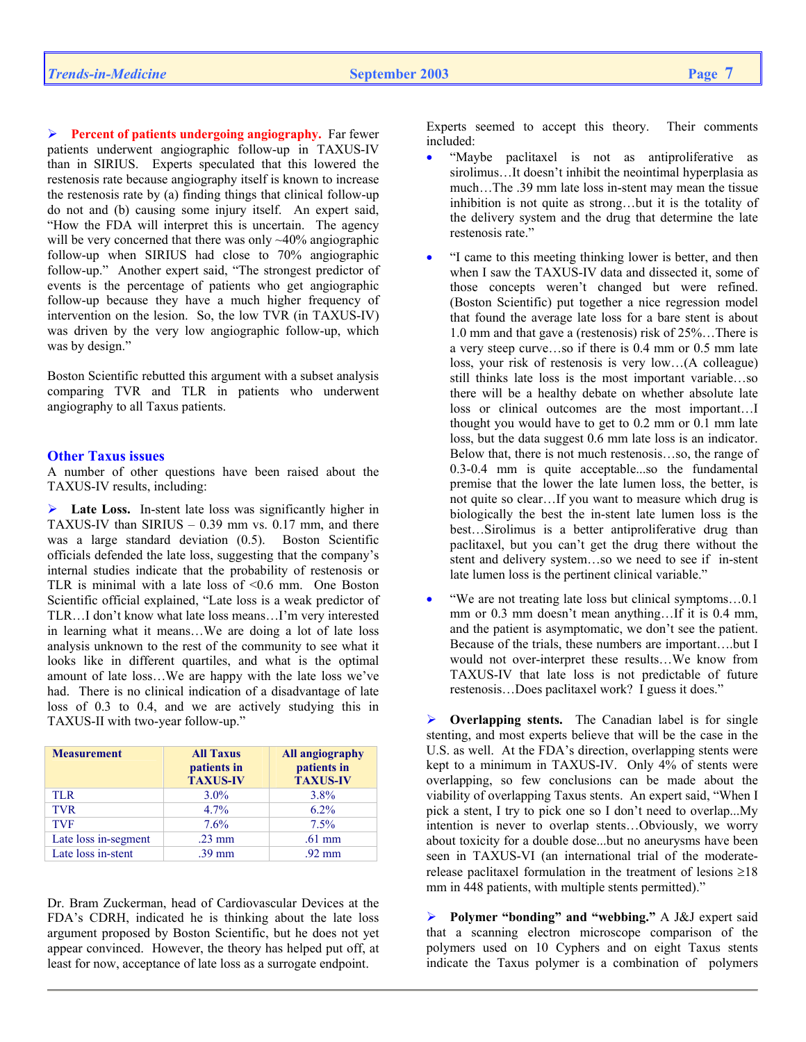➢ **Percent of patients undergoing angiography.** Far fewer patients underwent angiographic follow-up in TAXUS-IV than in SIRIUS. Experts speculated that this lowered the restenosis rate because angiography itself is known to increase the restenosis rate by (a) finding things that clinical follow-up do not and (b) causing some injury itself. An expert said, "How the FDA will interpret this is uncertain. The agency will be very concerned that there was only ~40% angiographic follow-up when SIRIUS had close to 70% angiographic follow-up." Another expert said, "The strongest predictor of events is the percentage of patients who get angiographic follow-up because they have a much higher frequency of intervention on the lesion. So, the low TVR (in TAXUS-IV) was driven by the very low angiographic follow-up, which was by design."

Boston Scientific rebutted this argument with a subset analysis comparing TVR and TLR in patients who underwent angiography to all Taxus patients.

## Other Taxus issues

A number of other questions have been raised about the TAXUS-IV results, including:

➢ **Late Loss.** In-stent late loss was significantly higher in TAXUS-IV than SIRIUS – 0.39 mm vs. 0.17 mm, and there was a large standard deviation (0.5). Boston Scientific officials defended the late loss, suggesting that the company's internal studies indicate that the probability of restenosis or TLR is minimal with a late loss of <0.6 mm. One Boston Scientific official explained, "Late loss is a weak predictor of TLR…I don't know what late loss means…I'm very interested in learning what it means…We are doing a lot of late loss analysis unknown to the rest of the community to see what it looks like in different quartiles, and what is the optimal amount of late loss…We are happy with the late loss we've had. There is no clinical indication of a disadvantage of late loss of 0.3 to 0.4, and we are actively studying this in TAXUS-II with two-year follow-up."

| Measurement | All Taxus patients in TAXUS-IV | All angiography patients in TAXUS-IV |
|---|---|---|
| TLR | 3.0% | 3.8% |
| TVR | 4.7% | 6.2% |
| TVF | 7.6% | 7.5% |
| Late loss in-segment | .23 mm | .61 mm |
| Late loss in-stent | .39 mm | .92 mm |

Dr. Bram Zuckerman, head of Cardiovascular Devices at the FDA's CDRH, indicated he is thinking about the late loss argument proposed by Boston Scientific, but he does not yet appear convinced. However, the theory has helped put off, at least for now, acceptance of late loss as a surrogate endpoint.

Experts seemed to accept this theory. Their comments included:

- "Maybe paclitaxel is not as antiproliferative as sirolimus…It doesn't inhibit the neointimal hyperplasia as much…The .39 mm late loss in-stent may mean the tissue inhibition is not quite as strong…but it is the totality of the delivery system and the drug that determine the late restenosis rate."
- "I came to this meeting thinking lower is better, and then when I saw the TAXUS-IV data and dissected it, some of those concepts weren't changed but were refined. (Boston Scientific) put together a nice regression model that found the average late loss for a bare stent is about 1.0 mm and that gave a (restenosis) risk of 25%…There is a very steep curve…so if there is 0.4 mm or 0.5 mm late loss, your risk of restenosis is very low…(A colleague) still thinks late loss is the most important variable…so there will be a healthy debate on whether absolute late loss or clinical outcomes are the most important…I thought you would have to get to 0.2 mm or 0.1 mm late loss, but the data suggest 0.6 mm late loss is an indicator. Below that, there is not much restenosis…so, the range of 0.3-0.4 mm is quite acceptable...so the fundamental premise that the lower the late lumen loss, the better, is not quite so clear…If you want to measure which drug is biologically the best the in-stent late lumen loss is the best…Sirolimus is a better antiproliferative drug than paclitaxel, but you can't get the drug there without the stent and delivery system…so we need to see if in-stent late lumen loss is the pertinent clinical variable."
- "We are not treating late loss but clinical symptoms…0.1 mm or 0.3 mm doesn't mean anything…If it is 0.4 mm, and the patient is asymptomatic, we don't see the patient. Because of the trials, these numbers are important….but I would not over-interpret these results…We know from TAXUS-IV that late loss is not predictable of future restenosis…Does paclitaxel work? I guess it does."

➢ **Overlapping stents.** The Canadian label is for single stenting, and most experts believe that will be the case in the U.S. as well. At the FDA's direction, overlapping stents were kept to a minimum in TAXUS-IV. Only 4% of stents were overlapping, so few conclusions can be made about the viability of overlapping Taxus stents. An expert said, "When I pick a stent, I try to pick one so I don't need to overlap...My intention is never to overlap stents…Obviously, we worry about toxicity for a double dose...but no aneurysms have been seen in TAXUS-VI (an international trial of the moderate-release paclitaxel formulation in the treatment of lesions ≥18 mm in 448 patients, with multiple stents permitted)."

➢ **Polymer "bonding" and "webbing."** A J&J expert said that a scanning electron microscope comparison of the polymers used on 10 Cyphers and on eight Taxus stents indicate the Taxus polymer is a combination of polymers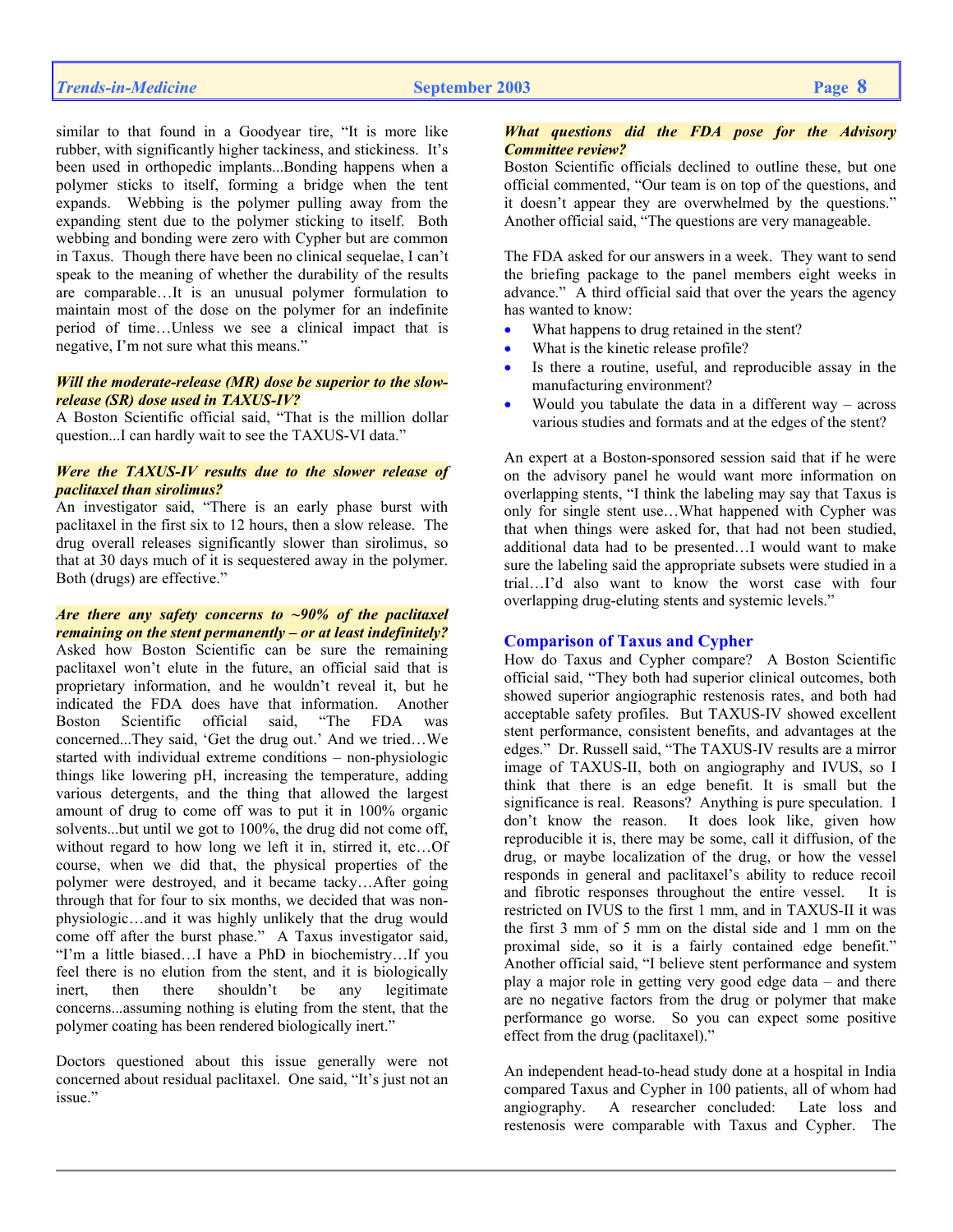similar to that found in a Goodyear tire, "It is more like rubber, with significantly higher tackiness, and stickiness. It's been used in orthopedic implants...Bonding happens when a polymer sticks to itself, forming a bridge when the tent expands. Webbing is the polymer pulling away from the expanding stent due to the polymer sticking to itself. Both webbing and bonding were zero with Cypher but are common in Taxus. Though there have been no clinical sequelae, I can't speak to the meaning of whether the durability of the results are comparable…It is an unusual polymer formulation to maintain most of the dose on the polymer for an indefinite period of time…Unless we see a clinical impact that is negative, I'm not sure what this means."

***Will the moderate-release (MR) dose be superior to the slow-release (SR) dose used in TAXUS-IV?***

A Boston Scientific official said, "That is the million dollar question...I can hardly wait to see the TAXUS-VI data."

***Were the TAXUS-IV results due to the slower release of paclitaxel than sirolimus?***

An investigator said, "There is an early phase burst with paclitaxel in the first six to 12 hours, then a slow release. The drug overall releases significantly slower than sirolimus, so that at 30 days much of it is sequestered away in the polymer. Both (drugs) are effective."

***Are there any safety concerns to ~90% of the paclitaxel remaining on the stent permanently – or at least indefinitely?***

Asked how Boston Scientific can be sure the remaining paclitaxel won't elute in the future, an official said that is proprietary information, and he wouldn't reveal it, but he indicated the FDA does have that information. Another Boston Scientific official said, "The FDA was concerned...They said, 'Get the drug out.' And we tried…We started with individual extreme conditions – non-physiologic things like lowering pH, increasing the temperature, adding various detergents, and the thing that allowed the largest amount of drug to come off was to put it in 100% organic solvents...but until we got to 100%, the drug did not come off, without regard to how long we left it in, stirred it, etc…Of course, when we did that, the physical properties of the polymer were destroyed, and it became tacky…After going through that for four to six months, we decided that was non-physiologic…and it was highly unlikely that the drug would come off after the burst phase." A Taxus investigator said, "I'm a little biased…I have a PhD in biochemistry…If you feel there is no elution from the stent, and it is biologically inert, then there shouldn't be any legitimate concerns...assuming nothing is eluting from the stent, that the polymer coating has been rendered biologically inert."

Doctors questioned about this issue generally were not concerned about residual paclitaxel. One said, "It's just not an issue."

***What questions did the FDA pose for the Advisory Committee review?***

Boston Scientific officials declined to outline these, but one official commented, "Our team is on top of the questions, and it doesn't appear they are overwhelmed by the questions." Another official said, "The questions are very manageable.

The FDA asked for our answers in a week. They want to send the briefing package to the panel members eight weeks in advance." A third official said that over the years the agency has wanted to know:

- What happens to drug retained in the stent?
- What is the kinetic release profile?
- Is there a routine, useful, and reproducible assay in the manufacturing environment?
- Would you tabulate the data in a different way – across various studies and formats and at the edges of the stent?

An expert at a Boston-sponsored session said that if he were on the advisory panel he would want more information on overlapping stents, "I think the labeling may say that Taxus is only for single stent use…What happened with Cypher was that when things were asked for, that had not been studied, additional data had to be presented…I would want to make sure the labeling said the appropriate subsets were studied in a trial…I'd also want to know the worst case with four overlapping drug-eluting stents and systemic levels."

## Comparison of Taxus and Cypher

How do Taxus and Cypher compare? A Boston Scientific official said, "They both had superior clinical outcomes, both showed superior angiographic restenosis rates, and both had acceptable safety profiles. But TAXUS-IV showed excellent stent performance, consistent benefits, and advantages at the edges." Dr. Russell said, "The TAXUS-IV results are a mirror image of TAXUS-II, both on angiography and IVUS, so I think that there is an edge benefit. It is small but the significance is real. Reasons? Anything is pure speculation. I don't know the reason. It does look like, given how reproducible it is, there may be some, call it diffusion, of the drug, or maybe localization of the drug, or how the vessel responds in general and paclitaxel's ability to reduce recoil and fibrotic responses throughout the entire vessel. It is restricted on IVUS to the first 1 mm, and in TAXUS-II it was the first 3 mm of 5 mm on the distal side and 1 mm on the proximal side, so it is a fairly contained edge benefit." Another official said, "I believe stent performance and system play a major role in getting very good edge data – and there are no negative factors from the drug or polymer that make performance go worse. So you can expect some positive effect from the drug (paclitaxel)."

An independent head-to-head study done at a hospital in India compared Taxus and Cypher in 100 patients, all of whom had angiography. A researcher concluded: Late loss and restenosis were comparable with Taxus and Cypher. The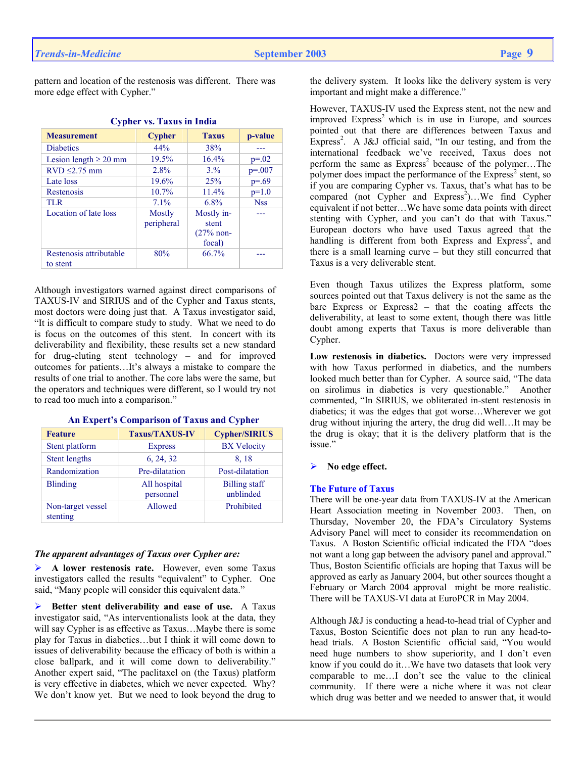pattern and location of the restenosis was different. There was more edge effect with Cypher."

**Cypher vs. Taxus in India**

| Measurement | Cypher | Taxus | p-value |
|---|---|---|---|
| Diabetics | 44% | 38% | --- |
| Lesion length ≥ 20 mm | 19.5% | 16.4% | p=.02 |
| RVD ≤2.75 mm | 2.8% | 3.% | p=.007 |
| Late loss | 19.6% | 25% | p=.69 |
| Restenosis | 10.7% | 11.4% | p=1.0 |
| TLR | 7.1% | 6.8% | Nss |
| Location of late loss | Mostly peripheral | Mostly in-stent (27% non-focal) | --- |
| Restenosis attributable to stent | 80% | 66.7% | --- |

Although investigators warned against direct comparisons of TAXUS-IV and SIRIUS and of the Cypher and Taxus stents, most doctors were doing just that. A Taxus investigator said, "It is difficult to compare study to study. What we need to do is focus on the outcomes of this stent. In concert with its deliverability and flexibility, these results set a new standard for drug-eluting stent technology – and for improved outcomes for patients…It's always a mistake to compare the results of one trial to another. The core labs were the same, but the operators and techniques were different, so I would try not to read too much into a comparison."

**An Expert's Comparison of Taxus and Cypher**

| Feature | Taxus/TAXUS-IV | Cypher/SIRIUS |
|---|---|---|
| Stent platform | Express | BX Velocity |
| Stent lengths | 6, 24, 32 | 8, 18 |
| Randomization | Pre-dilatation | Post-dilatation |
| Blinding | All hospital personnel | Billing staff unblinded |
| Non-target vessel stenting | Allowed | Prohibited |

***The apparent advantages of Taxus over Cypher are:***

- **A lower restenosis rate.** However, even some Taxus investigators called the results "equivalent" to Cypher. One said, "Many people will consider this equivalent data."

- **Better stent deliverability and ease of use.** A Taxus investigator said, "As interventionalists look at the data, they will say Cypher is as effective as Taxus…Maybe there is some play for Taxus in diabetics…but I think it will come down to issues of deliverability because the efficacy of both is within a close ballpark, and it will come down to deliverability." Another expert said, "The paclitaxel on (the Taxus) platform is very effective in diabetes, which we never expected. Why? We don't know yet. But we need to look beyond the drug to the delivery system. It looks like the delivery system is very important and might make a difference."

However, TAXUS-IV used the Express stent, not the new and improved Express[2] which is in use in Europe, and sources pointed out that there are differences between Taxus and Express[2]. A J&J official said, "In our testing, and from the international feedback we've received, Taxus does not perform the same as Express[2] because of the polymer…The polymer does impact the performance of the Express[2] stent, so if you are comparing Cypher vs. Taxus, that's what has to be compared (not Cypher and Express[2])…We find Cypher equivalent if not better…We have some data points with direct stenting with Cypher, and you can't do that with Taxus." European doctors who have used Taxus agreed that the handling is different from both Express and Express[2], and there is a small learning curve – but they still concurred that Taxus is a very deliverable stent.

Even though Taxus utilizes the Express platform, some sources pointed out that Taxus delivery is not the same as the bare Express or Express2 – that the coating affects the deliverability, at least to some extent, though there was little doubt among experts that Taxus is more deliverable than Cypher.

**Low restenosis in diabetics.** Doctors were very impressed with how Taxus performed in diabetics, and the numbers looked much better than for Cypher. A source said, "The data on sirolimus in diabetics is very questionable." Another commented, "In SIRIUS, we obliterated in-stent restenosis in diabetics; it was the edges that got worse…Wherever we got drug without injuring the artery, the drug did well…It may be the drug is okay; that it is the delivery platform that is the issue."

- **No edge effect.**

### The Future of Taxus

There will be one-year data from TAXUS-IV at the American Heart Association meeting in November 2003. Then, on Thursday, November 20, the FDA's Circulatory Systems Advisory Panel will meet to consider its recommendation on Taxus. A Boston Scientific official indicated the FDA "does not want a long gap between the advisory panel and approval." Thus, Boston Scientific officials are hoping that Taxus will be approved as early as January 2004, but other sources thought a February or March 2004 approval might be more realistic. There will be TAXUS-VI data at EuroPCR in May 2004.

Although J&J is conducting a head-to-head trial of Cypher and Taxus, Boston Scientific does not plan to run any head-to-head trials. A Boston Scientific official said, "You would need huge numbers to show superiority, and I don't even know if you could do it…We have two datasets that look very comparable to me…I don't see the value to the clinical community. If there were a niche where it was not clear which drug was better and we needed to answer that, it would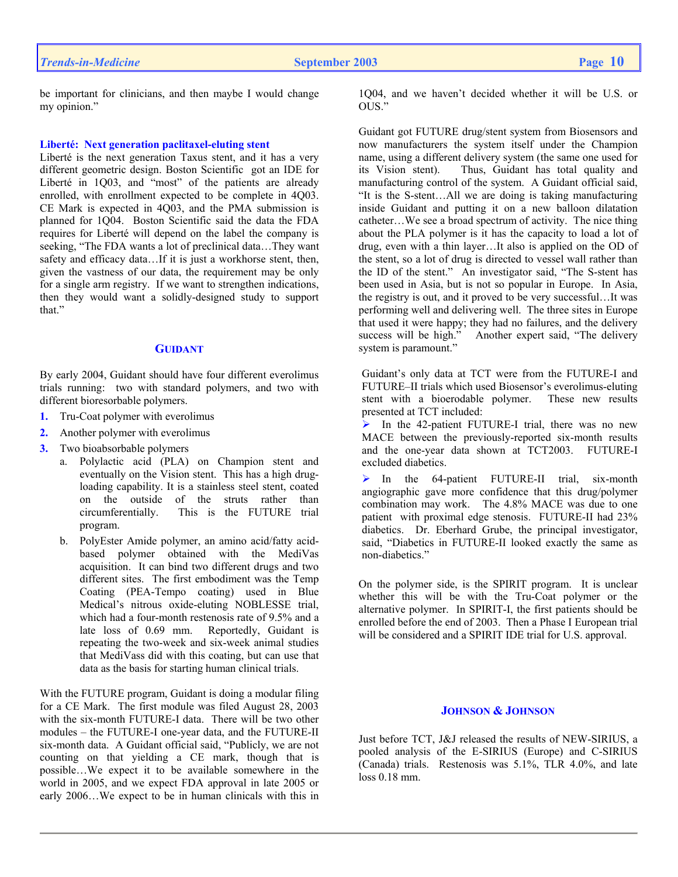be important for clinicians, and then maybe I would change my opinion."

### Liberté: Next generation paclitaxel-eluting stent

Liberté is the next generation Taxus stent, and it has a very different geometric design. Boston Scientific got an IDE for Liberté in 1Q03, and "most" of the patients are already enrolled, with enrollment expected to be complete in 4Q03. CE Mark is expected in 4Q03, and the PMA submission is planned for 1Q04. Boston Scientific said the data the FDA requires for Liberté will depend on the label the company is seeking, "The FDA wants a lot of preclinical data…They want safety and efficacy data…If it is just a workhorse stent, then, given the vastness of our data, the requirement may be only for a single arm registry. If we want to strengthen indications, then they would want a solidly-designed study to support that."

## GUIDANT

By early 2004, Guidant should have four different everolimus trials running: two with standard polymers, and two with different bioresorbable polymers.

1. Tru-Coat polymer with everolimus
2. Another polymer with everolimus
3. Two bioabsorbable polymers
   a. Polylactic acid (PLA) on Champion stent and eventually on the Vision stent. This has a high drug-loading capability. It is a stainless steel stent, coated on the outside of the struts rather than circumferentially. This is the FUTURE trial program.
   b. PolyEster Amide polymer, an amino acid/fatty acid-based polymer obtained with the MediVas acquisition. It can bind two different drugs and two different sites. The first embodiment was the Temp Coating (PEA-Tempo coating) used in Blue Medical's nitrous oxide-eluting NOBLESSE trial, which had a four-month restenosis rate of 9.5% and a late loss of 0.69 mm. Reportedly, Guidant is repeating the two-week and six-week animal studies that MediVass did with this coating, but can use that data as the basis for starting human clinical trials.

With the FUTURE program, Guidant is doing a modular filing for a CE Mark. The first module was filed August 28, 2003 with the six-month FUTURE-I data. There will be two other modules – the FUTURE-I one-year data, and the FUTURE-II six-month data. A Guidant official said, "Publicly, we are not counting on that yielding a CE mark, though that is possible…We expect it to be available somewhere in the world in 2005, and we expect FDA approval in late 2005 or early 2006…We expect to be in human clinicals with this in 1Q04, and we haven't decided whether it will be U.S. or OUS."

Guidant got FUTURE drug/stent system from Biosensors and now manufacturers the system itself under the Champion name, using a different delivery system (the same one used for its Vision stent). Thus, Guidant has total quality and manufacturing control of the system. A Guidant official said, "It is the S-stent…All we are doing is taking manufacturing inside Guidant and putting it on a new balloon dilatation catheter…We see a broad spectrum of activity. The nice thing about the PLA polymer is it has the capacity to load a lot of drug, even with a thin layer…It also is applied on the OD of the stent, so a lot of drug is directed to vessel wall rather than the ID of the stent." An investigator said, "The S-stent has been used in Asia, but is not so popular in Europe. In Asia, the registry is out, and it proved to be very successful…It was performing well and delivering well. The three sites in Europe that used it were happy; they had no failures, and the delivery success will be high." Another expert said, "The delivery system is paramount."

Guidant's only data at TCT were from the FUTURE-I and FUTURE–II trials which used Biosensor's everolimus-eluting stent with a bioerodable polymer. These new results presented at TCT included:

- In the 42-patient FUTURE-I trial, there was no new MACE between the previously-reported six-month results and the one-year data shown at TCT2003. FUTURE-I excluded diabetics.
- In the 64-patient FUTURE-II trial, six-month angiographic gave more confidence that this drug/polymer combination may work. The 4.8% MACE was due to one patient with proximal edge stenosis. FUTURE-II had 23% diabetics. Dr. Eberhard Grube, the principal investigator, said, "Diabetics in FUTURE-II looked exactly the same as non-diabetics."

On the polymer side, is the SPIRIT program. It is unclear whether this will be with the Tru-Coat polymer or the alternative polymer. In SPIRIT-I, the first patients should be enrolled before the end of 2003. Then a Phase I European trial will be considered and a SPIRIT IDE trial for U.S. approval.

## JOHNSON & JOHNSON

Just before TCT, J&J released the results of NEW-SIRIUS, a pooled analysis of the E-SIRIUS (Europe) and C-SIRIUS (Canada) trials. Restenosis was 5.1%, TLR 4.0%, and late loss 0.18 mm.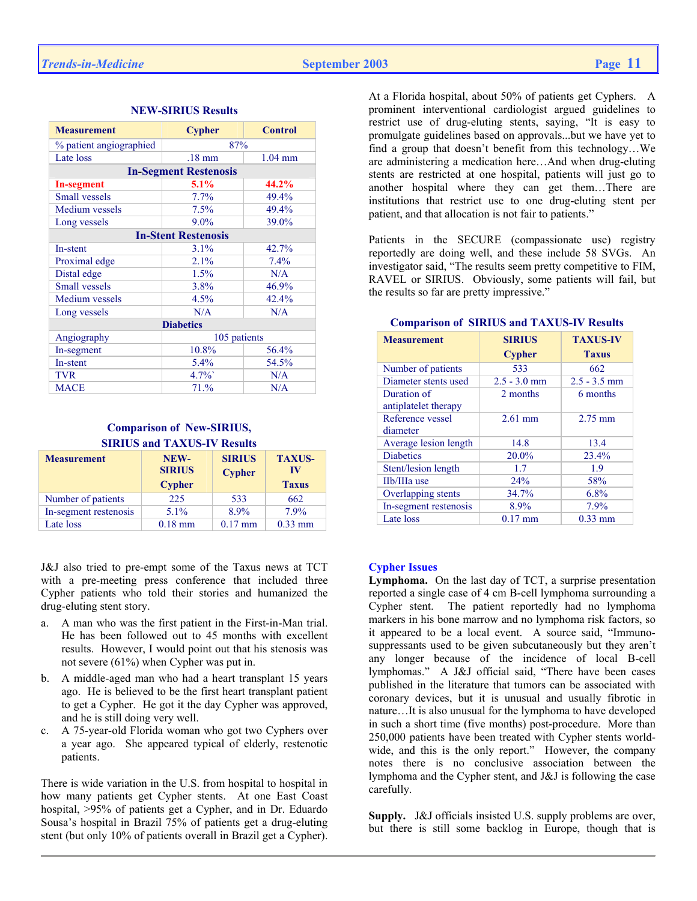### NEW-SIRIUS Results

| Measurement | Cypher | Control |
|---|---|---|
| % patient angiographied | 87% | |
| Late loss | .18 mm | 1.04 mm |
| **In-Segment Restenosis** | | |
| **In-segment** | **5.1%** | **44.2%** |
| Small vessels | 7.7% | 49.4% |
| Medium vessels | 7.5% | 49.4% |
| Long vessels | 9.0% | 39.0% |
| **In-Stent Restenosis** | | |
| In-stent | 3.1% | 42.7% |
| Proximal edge | 2.1% | 7.4% |
| Distal edge | 1.5% | N/A |
| Small vessels | 3.8% | 46.9% |
| Medium vessels | 4.5% | 42.4% |
| Long vessels | N/A | N/A |
| **Diabetics** | | |
| Angiography | 105 patients | |
| In-segment | 10.8% | 56.4% |
| In-stent | 5.4% | 54.5% |
| TVR | 4.7%` | N/A |
| MACE | 71.% | N/A |

### Comparison of New-SIRIUS, SIRIUS and TAXUS-IV Results

| Measurement | NEW-SIRIUS Cypher | SIRIUS Cypher | TAXUS-IV Taxus |
|---|---|---|---|
| Number of patients | 225 | 533 | 662 |
| In-segment restenosis | 5.1% | 8.9% | 7.9% |
| Late loss | 0.18 mm | 0.17 mm | 0.33 mm |

J&J also tried to pre-empt some of the Taxus news at TCT with a pre-meeting press conference that included three Cypher patients who told their stories and humanized the drug-eluting stent story.

a. A man who was the first patient in the First-in-Man trial. He has been followed out to 45 months with excellent results. However, I would point out that his stenosis was not severe (61%) when Cypher was put in.
b. A middle-aged man who had a heart transplant 15 years ago. He is believed to be the first heart transplant patient to get a Cypher. He got it the day Cypher was approved, and he is still doing very well.
c. A 75-year-old Florida woman who got two Cyphers over a year ago. She appeared typical of elderly, restenotic patients.

There is wide variation in the U.S. from hospital to hospital in how many patients get Cypher stents. At one East Coast hospital, >95% of patients get a Cypher, and in Dr. Eduardo Sousa's hospital in Brazil 75% of patients get a drug-eluting stent (but only 10% of patients overall in Brazil get a Cypher). At a Florida hospital, about 50% of patients get Cyphers. A prominent interventional cardiologist argued guidelines to restrict use of drug-eluting stents, saying, "It is easy to promulgate guidelines based on approvals...but we have yet to find a group that doesn't benefit from this technology…We are administering a medication here…And when drug-eluting stents are restricted at one hospital, patients will just go to another hospital where they can get them…There are institutions that restrict use to one drug-eluting stent per patient, and that allocation is not fair to patients."

Patients in the SECURE (compassionate use) registry reportedly are doing well, and these include 58 SVGs. An investigator said, "The results seem pretty competitive to FIM, RAVEL or SIRIUS. Obviously, some patients will fail, but the results so far are pretty impressive."

### Comparison of SIRIUS and TAXUS-IV Results

| Measurement | SIRIUS Cypher | TAXUS-IV Taxus |
|---|---|---|
| Number of patients | 533 | 662 |
| Diameter stents used | 2.5 - 3.0 mm | 2.5 - 3.5 mm |
| Duration of antiplatelet therapy | 2 months | 6 months |
| Reference vessel diameter | 2.61 mm | 2.75 mm |
| Average lesion length | 14.8 | 13.4 |
| Diabetics | 20.0% | 23.4% |
| Stent/lesion length | 1.7 | 1.9 |
| IIb/IIIa use | 24% | 58% |
| Overlapping stents | 34.7% | 6.8% |
| In-segment restenosis | 8.9% | 7.9% |
| Late loss | 0.17 mm | 0.33 mm |

## Cypher Issues

**Lymphoma.** On the last day of TCT, a surprise presentation reported a single case of 4 cm B-cell lymphoma surrounding a Cypher stent. The patient reportedly had no lymphoma markers in his bone marrow and no lymphoma risk factors, so it appeared to be a local event. A source said, "Immuno-suppressants used to be given subcutaneously but they aren't any longer because of the incidence of local B-cell lymphomas." A J&J official said, "There have been cases published in the literature that tumors can be associated with coronary devices, but it is unusual and usually fibrotic in nature…It is also unusual for the lymphoma to have developed in such a short time (five months) post-procedure. More than 250,000 patients have been treated with Cypher stents world-wide, and this is the only report." However, the company notes there is no conclusive association between the lymphoma and the Cypher stent, and J&J is following the case carefully.

**Supply.** J&J officials insisted U.S. supply problems are over, but there is still some backlog in Europe, though that is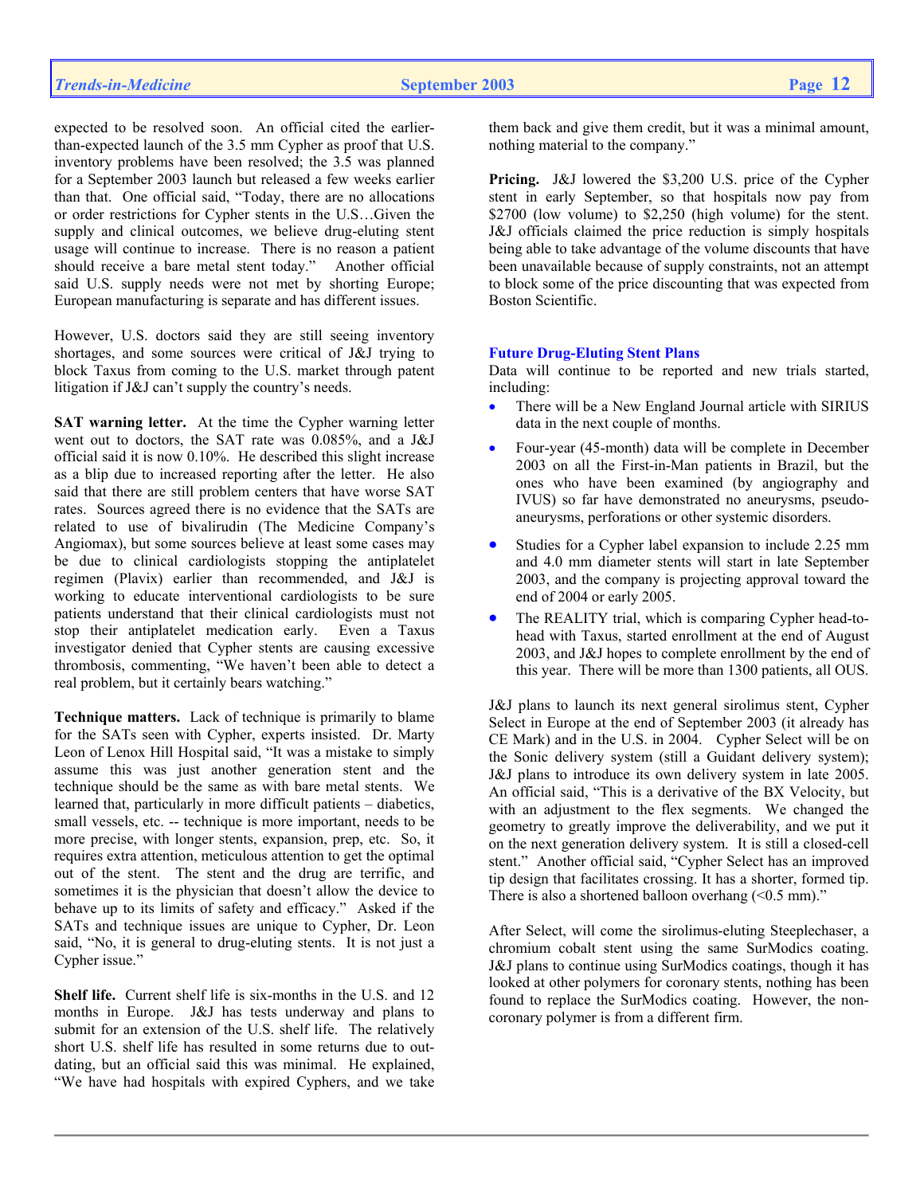expected to be resolved soon. An official cited the earlier-than-expected launch of the 3.5 mm Cypher as proof that U.S. inventory problems have been resolved; the 3.5 was planned for a September 2003 launch but released a few weeks earlier than that. One official said, "Today, there are no allocations or order restrictions for Cypher stents in the U.S…Given the supply and clinical outcomes, we believe drug-eluting stent usage will continue to increase. There is no reason a patient should receive a bare metal stent today." Another official said U.S. supply needs were not met by shorting Europe; European manufacturing is separate and has different issues.

However, U.S. doctors said they are still seeing inventory shortages, and some sources were critical of J&J trying to block Taxus from coming to the U.S. market through patent litigation if J&J can't supply the country's needs.

**SAT warning letter.** At the time the Cypher warning letter went out to doctors, the SAT rate was 0.085%, and a J&J official said it is now 0.10%. He described this slight increase as a blip due to increased reporting after the letter. He also said that there are still problem centers that have worse SAT rates. Sources agreed there is no evidence that the SATs are related to use of bivalirudin (The Medicine Company's Angiomax), but some sources believe at least some cases may be due to clinical cardiologists stopping the antiplatelet regimen (Plavix) earlier than recommended, and J&J is working to educate interventional cardiologists to be sure patients understand that their clinical cardiologists must not stop their antiplatelet medication early. Even a Taxus investigator denied that Cypher stents are causing excessive thrombosis, commenting, "We haven't been able to detect a real problem, but it certainly bears watching."

**Technique matters.** Lack of technique is primarily to blame for the SATs seen with Cypher, experts insisted. Dr. Marty Leon of Lenox Hill Hospital said, "It was a mistake to simply assume this was just another generation stent and the technique should be the same as with bare metal stents. We learned that, particularly in more difficult patients – diabetics, small vessels, etc. -- technique is more important, needs to be more precise, with longer stents, expansion, prep, etc. So, it requires extra attention, meticulous attention to get the optimal out of the stent. The stent and the drug are terrific, and sometimes it is the physician that doesn't allow the device to behave up to its limits of safety and efficacy." Asked if the SATs and technique issues are unique to Cypher, Dr. Leon said, "No, it is general to drug-eluting stents. It is not just a Cypher issue."

**Shelf life.** Current shelf life is six-months in the U.S. and 12 months in Europe. J&J has tests underway and plans to submit for an extension of the U.S. shelf life. The relatively short U.S. shelf life has resulted in some returns due to out-dating, but an official said this was minimal. He explained, "We have had hospitals with expired Cyphers, and we take them back and give them credit, but it was a minimal amount, nothing material to the company."

**Pricing.** J&J lowered the $3,200 U.S. price of the Cypher stent in early September, so that hospitals now pay from $2700 (low volume) to $2,250 (high volume) for the stent. J&J officials claimed the price reduction is simply hospitals being able to take advantage of the volume discounts that have been unavailable because of supply constraints, not an attempt to block some of the price discounting that was expected from Boston Scientific.

### Future Drug-Eluting Stent Plans

Data will continue to be reported and new trials started, including:

- There will be a New England Journal article with SIRIUS data in the next couple of months.
- Four-year (45-month) data will be complete in December 2003 on all the First-in-Man patients in Brazil, but the ones who have been examined (by angiography and IVUS) so far have demonstrated no aneurysms, pseudo-aneurysms, perforations or other systemic disorders.
- Studies for a Cypher label expansion to include 2.25 mm and 4.0 mm diameter stents will start in late September 2003, and the company is projecting approval toward the end of 2004 or early 2005.
- The REALITY trial, which is comparing Cypher head-to-head with Taxus, started enrollment at the end of August 2003, and J&J hopes to complete enrollment by the end of this year. There will be more than 1300 patients, all OUS.

J&J plans to launch its next general sirolimus stent, Cypher Select in Europe at the end of September 2003 (it already has CE Mark) and in the U.S. in 2004. Cypher Select will be on the Sonic delivery system (still a Guidant delivery system); J&J plans to introduce its own delivery system in late 2005. An official said, "This is a derivative of the BX Velocity, but with an adjustment to the flex segments. We changed the geometry to greatly improve the deliverability, and we put it on the next generation delivery system. It is still a closed-cell stent." Another official said, "Cypher Select has an improved tip design that facilitates crossing. It has a shorter, formed tip. There is also a shortened balloon overhang (<0.5 mm)."

After Select, will come the sirolimus-eluting Steeplechaser, a chromium cobalt stent using the same SurModics coating. J&J plans to continue using SurModics coatings, though it has looked at other polymers for coronary stents, nothing has been found to replace the SurModics coating. However, the non-coronary polymer is from a different firm.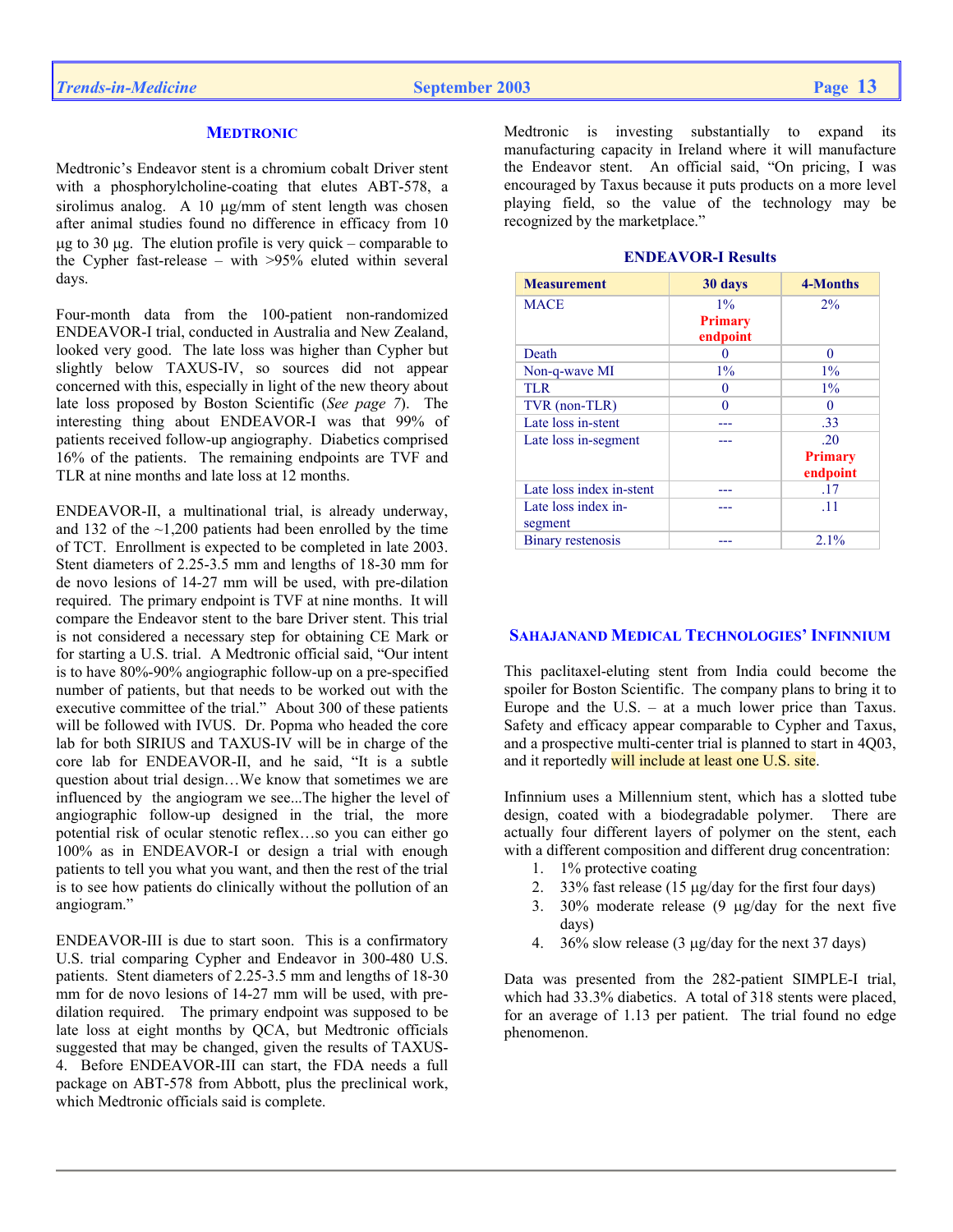## MEDTRONIC

Medtronic's Endeavor stent is a chromium cobalt Driver stent with a phosphorylcholine-coating that elutes ABT-578, a sirolimus analog. A 10 µg/mm of stent length was chosen after animal studies found no difference in efficacy from 10 µg to 30 µg. The elution profile is very quick – comparable to the Cypher fast-release – with >95% eluted within several days.

Four-month data from the 100-patient non-randomized ENDEAVOR-I trial, conducted in Australia and New Zealand, looked very good. The late loss was higher than Cypher but slightly below TAXUS-IV, so sources did not appear concerned with this, especially in light of the new theory about late loss proposed by Boston Scientific (*See page 7*). The interesting thing about ENDEAVOR-I was that 99% of patients received follow-up angiography. Diabetics comprised 16% of the patients. The remaining endpoints are TVF and TLR at nine months and late loss at 12 months.

ENDEAVOR-II, a multinational trial, is already underway, and 132 of the ~1,200 patients had been enrolled by the time of TCT. Enrollment is expected to be completed in late 2003. Stent diameters of 2.25-3.5 mm and lengths of 18-30 mm for de novo lesions of 14-27 mm will be used, with pre-dilation required. The primary endpoint is TVF at nine months. It will compare the Endeavor stent to the bare Driver stent. This trial is not considered a necessary step for obtaining CE Mark or for starting a U.S. trial. A Medtronic official said, "Our intent is to have 80%-90% angiographic follow-up on a pre-specified number of patients, but that needs to be worked out with the executive committee of the trial." About 300 of these patients will be followed with IVUS. Dr. Popma who headed the core lab for both SIRIUS and TAXUS-IV will be in charge of the core lab for ENDEAVOR-II, and he said, "It is a subtle question about trial design…We know that sometimes we are influenced by the angiogram we see...The higher the level of angiographic follow-up designed in the trial, the more potential risk of ocular stenotic reflex…so you can either go 100% as in ENDEAVOR-I or design a trial with enough patients to tell you what you want, and then the rest of the trial is to see how patients do clinically without the pollution of an angiogram."

ENDEAVOR-III is due to start soon. This is a confirmatory U.S. trial comparing Cypher and Endeavor in 300-480 U.S. patients. Stent diameters of 2.25-3.5 mm and lengths of 18-30 mm for de novo lesions of 14-27 mm will be used, with pre-dilation required. The primary endpoint was supposed to be late loss at eight months by QCA, but Medtronic officials suggested that may be changed, given the results of TAXUS-4. Before ENDEAVOR-III can start, the FDA needs a full package on ABT-578 from Abbott, plus the preclinical work, which Medtronic officials said is complete.

Medtronic is investing substantially to expand its manufacturing capacity in Ireland where it will manufacture the Endeavor stent. An official said, "On pricing, I was encouraged by Taxus because it puts products on a more level playing field, so the value of the technology may be recognized by the marketplace."

**ENDEAVOR-I Results**

| Measurement | 30 days | 4-Months |
|---|---|---|
| MACE | 1% **Primary endpoint** | 2% |
| Death | 0 | 0 |
| Non-q-wave MI | 1% | 1% |
| TLR | 0 | 1% |
| TVR (non-TLR) | 0 | 0 |
| Late loss in-stent | --- | .33 |
| Late loss in-segment | --- | .20 **Primary endpoint** |
| Late loss index in-stent | --- | .17 |
| Late loss index in-segment | --- | .11 |
| Binary restenosis | --- | 2.1% |

## SAHAJANAND MEDICAL TECHNOLOGIES' INFINNIUM

This paclitaxel-eluting stent from India could become the spoiler for Boston Scientific. The company plans to bring it to Europe and the U.S. – at a much lower price than Taxus. Safety and efficacy appear comparable to Cypher and Taxus, and a prospective multi-center trial is planned to start in 4Q03, and it reportedly will include at least one U.S. site.

Infinnium uses a Millennium stent, which has a slotted tube design, coated with a biodegradable polymer. There are actually four different layers of polymer on the stent, each with a different composition and different drug concentration:

1. 1% protective coating
2. 33% fast release (15 µg/day for the first four days)
3. 30% moderate release (9 µg/day for the next five days)
4. 36% slow release (3 µg/day for the next 37 days)

Data was presented from the 282-patient SIMPLE-I trial, which had 33.3% diabetics. A total of 318 stents were placed, for an average of 1.13 per patient. The trial found no edge phenomenon.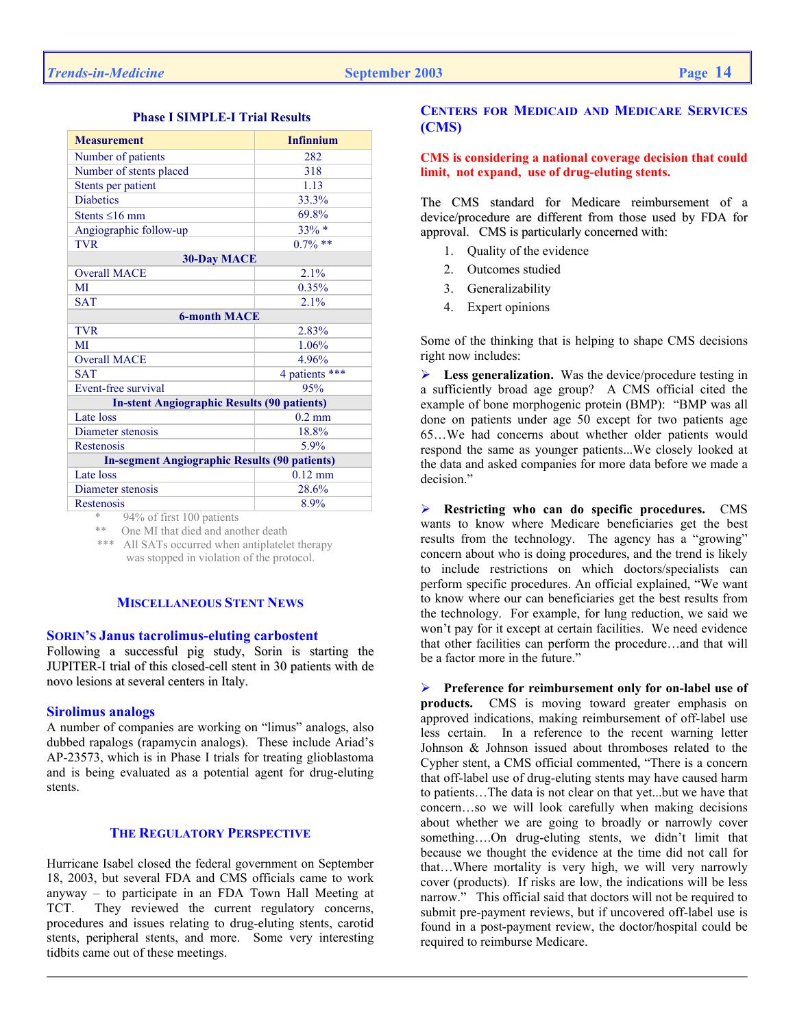### Phase I SIMPLE-I Trial Results

| Measurement | Infinnium |
|---|---|
| Number of patients | 282 |
| Number of stents placed | 318 |
| Stents per patient | 1.13 |
| Diabetics | 33.3% |
| Stents ≤16 mm | 69.8% |
| Angiographic follow-up | 33% * |
| TVR | 0.7% ** |
| **30-Day MACE** | |
| Overall MACE | 2.1% |
| MI | 0.35% |
| SAT | 2.1% |
| **6-month MACE** | |
| TVR | 2.83% |
| MI | 1.06% |
| Overall MACE | 4.96% |
| SAT | 4 patients *** |
| Event-free survival | 95% |
| **In-stent Angiographic Results (90 patients)** | |
| Late loss | 0.2 mm |
| Diameter stenosis | 18.8% |
| Restenosis | 5.9% |
| **In-segment Angiographic Results (90 patients)** | |
| Late loss | 0.12 mm |
| Diameter stenosis | 28.6% |
| Restenosis | 8.9% |

\* 94% of first 100 patients
** One MI that died and another death
*** All SATs occurred when antiplatelet therapy was stopped in violation of the protocol.

## MISCELLANEOUS STENT NEWS

### SORIN'S Janus tacrolimus-eluting carbostent

Following a successful pig study, Sorin is starting the JUPITER-I trial of this closed-cell stent in 30 patients with de novo lesions at several centers in Italy.

### Sirolimus analogs

A number of companies are working on "limus" analogs, also dubbed rapalogs (rapamycin analogs). These include Ariad's AP-23573, which is in Phase I trials for treating glioblastoma and is being evaluated as a potential agent for drug-eluting stents.

## THE REGULATORY PERSPECTIVE

Hurricane Isabel closed the federal government on September 18, 2003, but several FDA and CMS officials came to work anyway – to participate in an FDA Town Hall Meeting at TCT. They reviewed the current regulatory concerns, procedures and issues relating to drug-eluting stents, carotid stents, peripheral stents, and more. Some very interesting tidbits came out of these meetings.

### CENTERS FOR MEDICAID AND MEDICARE SERVICES (CMS)

**CMS is considering a national coverage decision that could limit, not expand, use of drug-eluting stents.**

The CMS standard for Medicare reimbursement of a device/procedure are different from those used by FDA for approval. CMS is particularly concerned with:

1. Quality of the evidence
2. Outcomes studied
3. Generalizability
4. Expert opinions

Some of the thinking that is helping to shape CMS decisions right now includes:

- **Less generalization.** Was the device/procedure testing in a sufficiently broad age group? A CMS official cited the example of bone morphogenic protein (BMP): "BMP was all done on patients under age 50 except for two patients age 65…We had concerns about whether older patients would respond the same as younger patients...We closely looked at the data and asked companies for more data before we made a decision."

- **Restricting who can do specific procedures.** CMS wants to know where Medicare beneficiaries get the best results from the technology. The agency has a "growing" concern about who is doing procedures, and the trend is likely to include restrictions on which doctors/specialists can perform specific procedures. An official explained, "We want to know where our can beneficiaries get the best results from the technology. For example, for lung reduction, we said we won't pay for it except at certain facilities. We need evidence that other facilities can perform the procedure…and that will be a factor more in the future."

- **Preference for reimbursement only for on-label use of products.** CMS is moving toward greater emphasis on approved indications, making reimbursement of off-label use less certain. In a reference to the recent warning letter Johnson & Johnson issued about thromboses related to the Cypher stent, a CMS official commented, "There is a concern that off-label use of drug-eluting stents may have caused harm to patients…The data is not clear on that yet...but we have that concern…so we will look carefully when making decisions about whether we are going to broadly or narrowly cover something….On drug-eluting stents, we didn't limit that because we thought the evidence at the time did not call for that…Where mortality is very high, we will very narrowly cover (products). If risks are low, the indications will be less narrow." This official said that doctors will not be required to submit pre-payment reviews, but if uncovered off-label use is found in a post-payment review, the doctor/hospital could be required to reimburse Medicare.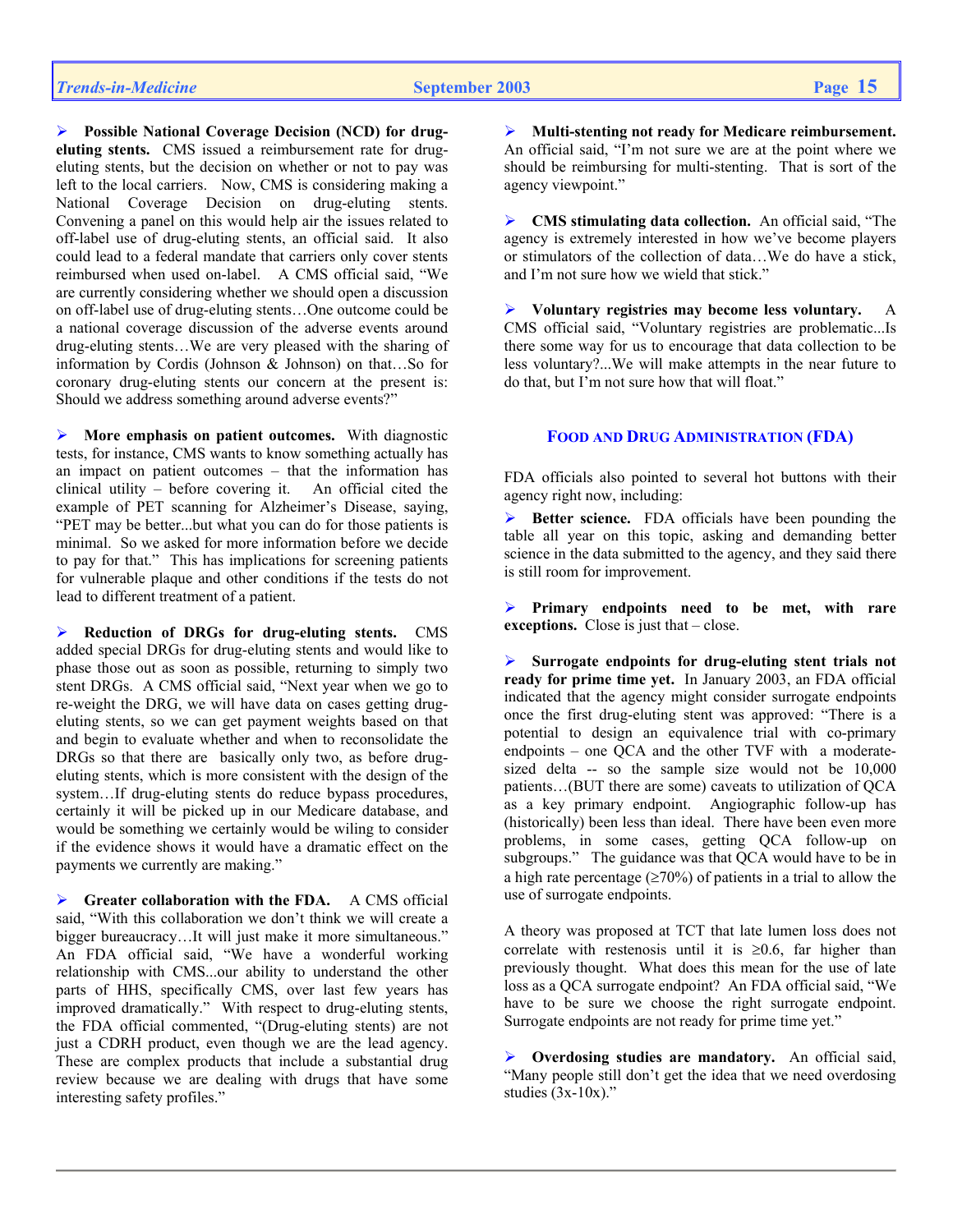- **Possible National Coverage Decision (NCD) for drug-eluting stents.** CMS issued a reimbursement rate for drug-eluting stents, but the decision on whether or not to pay was left to the local carriers. Now, CMS is considering making a National Coverage Decision on drug-eluting stents. Convening a panel on this would help air the issues related to off-label use of drug-eluting stents, an official said. It also could lead to a federal mandate that carriers only cover stents reimbursed when used on-label. A CMS official said, "We are currently considering whether we should open a discussion on off-label use of drug-eluting stents…One outcome could be a national coverage discussion of the adverse events around drug-eluting stents…We are very pleased with the sharing of information by Cordis (Johnson & Johnson) on that…So for coronary drug-eluting stents our concern at the present is: Should we address something around adverse events?"

- **More emphasis on patient outcomes.** With diagnostic tests, for instance, CMS wants to know something actually has an impact on patient outcomes – that the information has clinical utility – before covering it. An official cited the example of PET scanning for Alzheimer's Disease, saying, "PET may be better...but what you can do for those patients is minimal. So we asked for more information before we decide to pay for that." This has implications for screening patients for vulnerable plaque and other conditions if the tests do not lead to different treatment of a patient.

- **Reduction of DRGs for drug-eluting stents.** CMS added special DRGs for drug-eluting stents and would like to phase those out as soon as possible, returning to simply two stent DRGs. A CMS official said, "Next year when we go to re-weight the DRG, we will have data on cases getting drug-eluting stents, so we can get payment weights based on that and begin to evaluate whether and when to reconsolidate the DRGs so that there are basically only two, as before drug-eluting stents, which is more consistent with the design of the system…If drug-eluting stents do reduce bypass procedures, certainly it will be picked up in our Medicare database, and would be something we certainly would be wiling to consider if the evidence shows it would have a dramatic effect on the payments we currently are making."

- **Greater collaboration with the FDA.** A CMS official said, "With this collaboration we don't think we will create a bigger bureaucracy…It will just make it more simultaneous." An FDA official said, "We have a wonderful working relationship with CMS...our ability to understand the other parts of HHS, specifically CMS, over last few years has improved dramatically." With respect to drug-eluting stents, the FDA official commented, "(Drug-eluting stents) are not just a CDRH product, even though we are the lead agency. These are complex products that include a substantial drug review because we are dealing with drugs that have some interesting safety profiles."

- **Multi-stenting not ready for Medicare reimbursement.** An official said, "I'm not sure we are at the point where we should be reimbursing for multi-stenting. That is sort of the agency viewpoint."

- **CMS stimulating data collection.** An official said, "The agency is extremely interested in how we've become players or stimulators of the collection of data…We do have a stick, and I'm not sure how we wield that stick."

- **Voluntary registries may become less voluntary.** A CMS official said, "Voluntary registries are problematic...Is there some way for us to encourage that data collection to be less voluntary?...We will make attempts in the near future to do that, but I'm not sure how that will float."

## FOOD AND DRUG ADMINISTRATION (FDA)

FDA officials also pointed to several hot buttons with their agency right now, including:

- **Better science.** FDA officials have been pounding the table all year on this topic, asking and demanding better science in the data submitted to the agency, and they said there is still room for improvement.

- **Primary endpoints need to be met, with rare exceptions.** Close is just that – close.

- **Surrogate endpoints for drug-eluting stent trials not ready for prime time yet.** In January 2003, an FDA official indicated that the agency might consider surrogate endpoints once the first drug-eluting stent was approved: "There is a potential to design an equivalence trial with co-primary endpoints – one QCA and the other TVF with a moderate-sized delta -- so the sample size would not be 10,000 patients…(BUT there are some) caveats to utilization of QCA as a key primary endpoint. Angiographic follow-up has (historically) been less than ideal. There have been even more problems, in some cases, getting QCA follow-up on subgroups." The guidance was that QCA would have to be in a high rate percentage (≥70%) of patients in a trial to allow the use of surrogate endpoints.

A theory was proposed at TCT that late lumen loss does not correlate with restenosis until it is ≥0.6, far higher than previously thought. What does this mean for the use of late loss as a QCA surrogate endpoint? An FDA official said, "We have to be sure we choose the right surrogate endpoint. Surrogate endpoints are not ready for prime time yet."

- **Overdosing studies are mandatory.** An official said, "Many people still don't get the idea that we need overdosing studies (3x-10x)."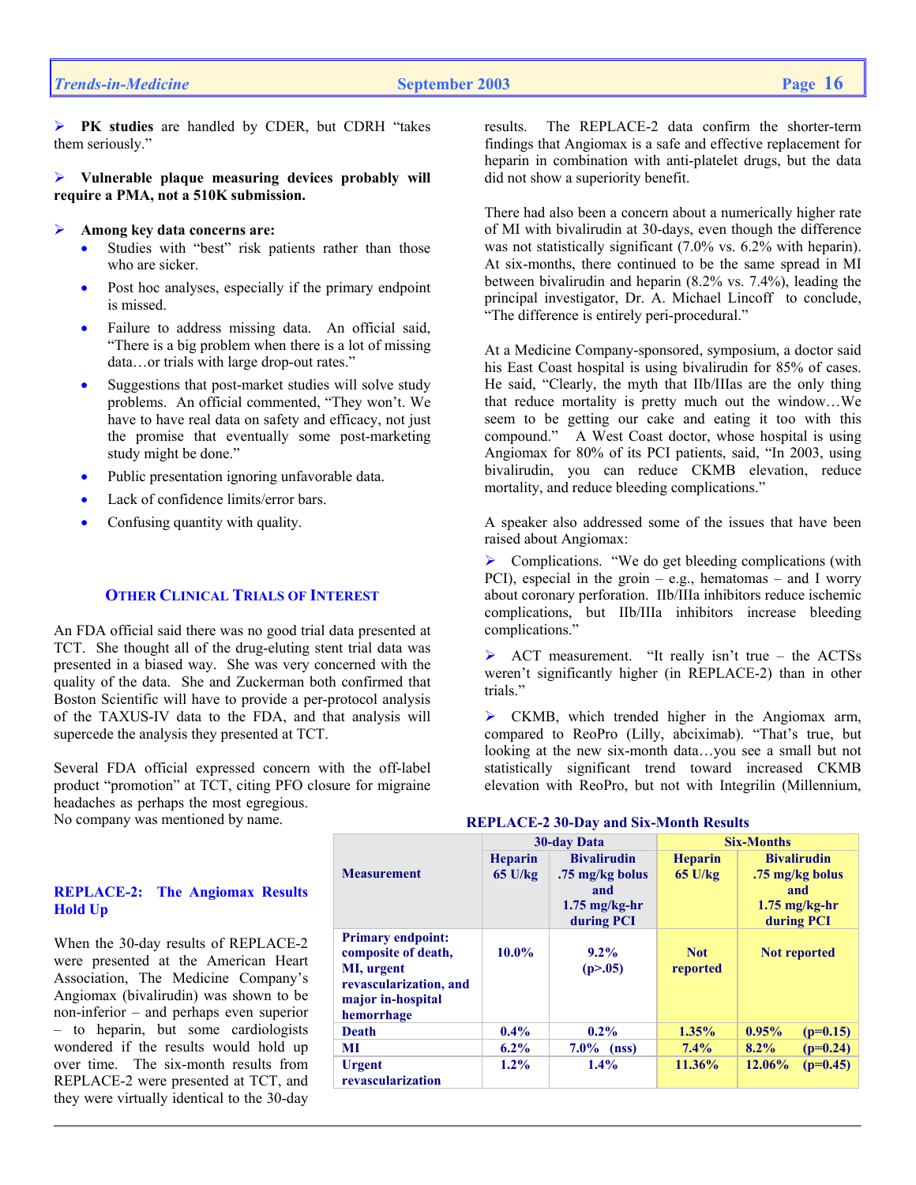- **PK studies** are handled by CDER, but CDRH "takes them seriously."

- **Vulnerable plaque measuring devices probably will require a PMA, not a 510K submission.**

- **Among key data concerns are:**
  - Studies with "best" risk patients rather than those who are sicker.
  - Post hoc analyses, especially if the primary endpoint is missed.
  - Failure to address missing data. An official said, "There is a big problem when there is a lot of missing data…or trials with large drop-out rates."
  - Suggestions that post-market studies will solve study problems. An official commented, "They won't. We have to have real data on safety and efficacy, not just the promise that eventually some post-marketing study might be done."
  - Public presentation ignoring unfavorable data.
  - Lack of confidence limits/error bars.
  - Confusing quantity with quality.

## OTHER CLINICAL TRIALS OF INTEREST

An FDA official said there was no good trial data presented at TCT. She thought all of the drug-eluting stent trial data was presented in a biased way. She was very concerned with the quality of the data. She and Zuckerman both confirmed that Boston Scientific will have to provide a per-protocol analysis of the TAXUS-IV data to the FDA, and that analysis will supercede the analysis they presented at TCT.

Several FDA official expressed concern with the off-label product "promotion" at TCT, citing PFO closure for migraine headaches as perhaps the most egregious. No company was mentioned by name.

### REPLACE-2: The Angiomax Results Hold Up

When the 30-day results of REPLACE-2 were presented at the American Heart Association, The Medicine Company's Angiomax (bivalirudin) was shown to be non-inferior – and perhaps even superior – to heparin, but some cardiologists wondered if the results would hold up over time. The six-month results from REPLACE-2 were presented at TCT, and they were virtually identical to the 30-day results. The REPLACE-2 data confirm the shorter-term findings that Angiomax is a safe and effective replacement for heparin in combination with anti-platelet drugs, but the data did not show a superiority benefit.

There had also been a concern about a numerically higher rate of MI with bivalirudin at 30-days, even though the difference was not statistically significant (7.0% vs. 6.2% with heparin). At six-months, there continued to be the same spread in MI between bivalirudin and heparin (8.2% vs. 7.4%), leading the principal investigator, Dr. A. Michael Lincoff to conclude, "The difference is entirely peri-procedural."

At a Medicine Company-sponsored, symposium, a doctor said his East Coast hospital is using bivalirudin for 85% of cases. He said, "Clearly, the myth that IIb/IIIas are the only thing that reduce mortality is pretty much out the window…We seem to be getting our cake and eating it too with this compound." A West Coast doctor, whose hospital is using Angiomax for 80% of its PCI patients, said, "In 2003, using bivalirudin, you can reduce CKMB elevation, reduce mortality, and reduce bleeding complications."

A speaker also addressed some of the issues that have been raised about Angiomax:

- Complications. "We do get bleeding complications (with PCI), especial in the groin – e.g., hematomas – and I worry about coronary perforation. IIb/IIIa inhibitors reduce ischemic complications, but IIb/IIIa inhibitors increase bleeding complications."

- ACT measurement. "It really isn't true – the ACTSs weren't significantly higher (in REPLACE-2) than in other trials."

- CKMB, which trended higher in the Angiomax arm, compared to ReoPro (Lilly, abciximab). "That's true, but looking at the new six-month data…you see a small but not statistically significant trend toward increased CKMB elevation with ReoPro, but not with Integrilin (Millennium,

**REPLACE-2 30-Day and Six-Month Results**

| Measurement | 30-day Data | | Six-Months | |
|---|---|---|---|---|
| | Heparin 65 U/kg | Bivalirudin .75 mg/kg bolus and 1.75 mg/kg-hr during PCI | Heparin 65 U/kg | Bivalirudin .75 mg/kg bolus and 1.75 mg/kg-hr during PCI |
| Primary endpoint: composite of death, MI, urgent revascularization, and major in-hospital hemorrhage | 10.0% | 9.2% ($p>.05$) | Not reported | Not reported |
| Death | 0.4% | 0.2% | 1.35% | 0.95% ($p=0.15$) |
| MI | 6.2% | 7.0% (nss) | 7.4% | 8.2% ($p=0.24$) |
| Urgent revascularization | 1.2% | 1.4% | 11.36% | 12.06% ($p=0.45$) |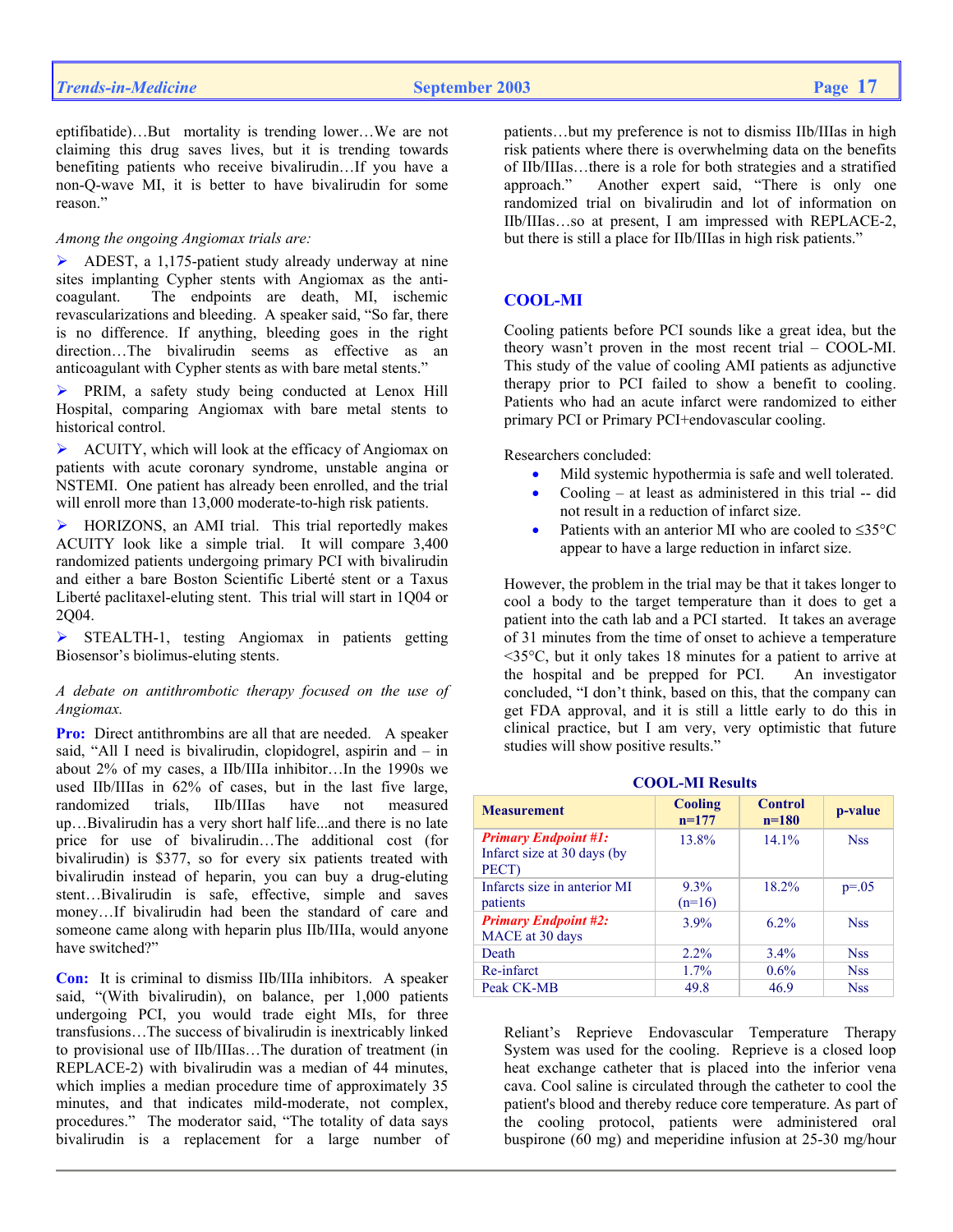eptifibatide)…But mortality is trending lower…We are not claiming this drug saves lives, but it is trending towards benefiting patients who receive bivalirudin…If you have a non-Q-wave MI, it is better to have bivalirudin for some reason."

*Among the ongoing Angiomax trials are:*

- ADEST, a 1,175-patient study already underway at nine sites implanting Cypher stents with Angiomax as the anti-coagulant. The endpoints are death, MI, ischemic revascularizations and bleeding. A speaker said, "So far, there is no difference. If anything, bleeding goes in the right direction…The bivalirudin seems as effective as an anticoagulant with Cypher stents as with bare metal stents."
- PRIM, a safety study being conducted at Lenox Hill Hospital, comparing Angiomax with bare metal stents to historical control.
- ACUITY, which will look at the efficacy of Angiomax on patients with acute coronary syndrome, unstable angina or NSTEMI. One patient has already been enrolled, and the trial will enroll more than 13,000 moderate-to-high risk patients.
- HORIZONS, an AMI trial. This trial reportedly makes ACUITY look like a simple trial. It will compare 3,400 randomized patients undergoing primary PCI with bivalirudin and either a bare Boston Scientific Liberté stent or a Taxus Liberté paclitaxel-eluting stent. This trial will start in 1Q04 or 2Q04.
- STEALTH-1, testing Angiomax in patients getting Biosensor's biolimus-eluting stents.

*A debate on antithrombotic therapy focused on the use of Angiomax.*

**Pro:** Direct antithrombins are all that are needed. A speaker said, "All I need is bivalirudin, clopidogrel, aspirin and – in about 2% of my cases, a IIb/IIIa inhibitor…In the 1990s we used IIb/IIIas in 62% of cases, but in the last five large, randomized trials, IIb/IIIas have not measured up…Bivalirudin has a very short half life...and there is no late price for use of bivalirudin…The additional cost (for bivalirudin) is $377, so for every six patients treated with bivalirudin instead of heparin, you can buy a drug-eluting stent…Bivalirudin is safe, effective, simple and saves money…If bivalirudin had been the standard of care and someone came along with heparin plus IIb/IIIa, would anyone have switched?"

**Con:** It is criminal to dismiss IIb/IIIa inhibitors. A speaker said, "(With bivalirudin), on balance, per 1,000 patients undergoing PCI, you would trade eight MIs, for three transfusions…The success of bivalirudin is inextricably linked to provisional use of IIb/IIIas…The duration of treatment (in REPLACE-2) with bivalirudin was a median of 44 minutes, which implies a median procedure time of approximately 35 minutes, and that indicates mild-moderate, not complex, procedures." The moderator said, "The totality of data says bivalirudin is a replacement for a large number of patients…but my preference is not to dismiss IIb/IIIas in high risk patients where there is overwhelming data on the benefits of IIb/IIIas…there is a role for both strategies and a stratified approach." Another expert said, "There is only one randomized trial on bivalirudin and lot of information on IIb/IIIas…so at present, I am impressed with REPLACE-2, but there is still a place for IIb/IIIas in high risk patients."

## COOL-MI

Cooling patients before PCI sounds like a great idea, but the theory wasn't proven in the most recent trial – COOL-MI. This study of the value of cooling AMI patients as adjunctive therapy prior to PCI failed to show a benefit to cooling. Patients who had an acute infarct were randomized to either primary PCI or Primary PCI+endovascular cooling.

Researchers concluded:

- Mild systemic hypothermia is safe and well tolerated.
- Cooling – at least as administered in this trial -- did not result in a reduction of infarct size.
- Patients with an anterior MI who are cooled to ≤35°C appear to have a large reduction in infarct size.

However, the problem in the trial may be that it takes longer to cool a body to the target temperature than it does to get a patient into the cath lab and a PCI started. It takes an average of 31 minutes from the time of onset to achieve a temperature <35°C, but it only takes 18 minutes for a patient to arrive at the hospital and be prepped for PCI. An investigator concluded, "I don't think, based on this, that the company can get FDA approval, and it is still a little early to do this in clinical practice, but I am very, very optimistic that future studies will show positive results."

**COOL-MI Results**

| Measurement | Cooling n=177 | Control n=180 | p-value |
|---|---|---|---|
| ***Primary Endpoint #1:*** Infarct size at 30 days (by PECT) | 13.8% | 14.1% | Nss |
| Infarcts size in anterior MI patients | 9.3% (n=16) | 18.2% | p=.05 |
| ***Primary Endpoint #2:*** MACE at 30 days | 3.9% | 6.2% | Nss |
| Death | 2.2% | 3.4% | Nss |
| Re-infarct | 1.7% | 0.6% | Nss |
| Peak CK-MB | 49.8 | 46.9 | Nss |

Reliant's Reprieve Endovascular Temperature Therapy System was used for the cooling. Reprieve is a closed loop heat exchange catheter that is placed into the inferior vena cava. Cool saline is circulated through the catheter to cool the patient's blood and thereby reduce core temperature. As part of the cooling protocol, patients were administered oral buspirone (60 mg) and meperidine infusion at 25-30 mg/hour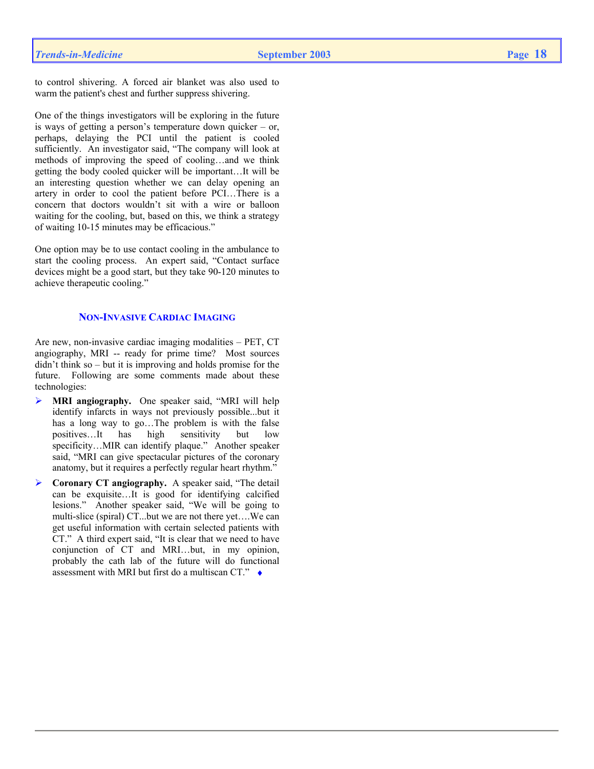to control shivering. A forced air blanket was also used to warm the patient's chest and further suppress shivering.

One of the things investigators will be exploring in the future is ways of getting a person's temperature down quicker – or, perhaps, delaying the PCI until the patient is cooled sufficiently. An investigator said, "The company will look at methods of improving the speed of cooling…and we think getting the body cooled quicker will be important…It will be an interesting question whether we can delay opening an artery in order to cool the patient before PCI…There is a concern that doctors wouldn't sit with a wire or balloon waiting for the cooling, but, based on this, we think a strategy of waiting 10-15 minutes may be efficacious."

One option may be to use contact cooling in the ambulance to start the cooling process. An expert said, "Contact surface devices might be a good start, but they take 90-120 minutes to achieve therapeutic cooling."

## NON-INVASIVE CARDIAC IMAGING

Are new, non-invasive cardiac imaging modalities – PET, CT angiography, MRI -- ready for prime time? Most sources didn't think so – but it is improving and holds promise for the future. Following are some comments made about these technologies:

- **MRI angiography.** One speaker said, "MRI will help identify infarcts in ways not previously possible...but it has a long way to go…The problem is with the false positives…It has high sensitivity but low specificity…MIR can identify plaque." Another speaker said, "MRI can give spectacular pictures of the coronary anatomy, but it requires a perfectly regular heart rhythm."
- **Coronary CT angiography.** A speaker said, "The detail can be exquisite…It is good for identifying calcified lesions." Another speaker said, "We will be going to multi-slice (spiral) CT...but we are not there yet….We can get useful information with certain selected patients with CT." A third expert said, "It is clear that we need to have conjunction of CT and MRI…but, in my opinion, probably the cath lab of the future will do functional assessment with MRI but first do a multiscan CT." ♦